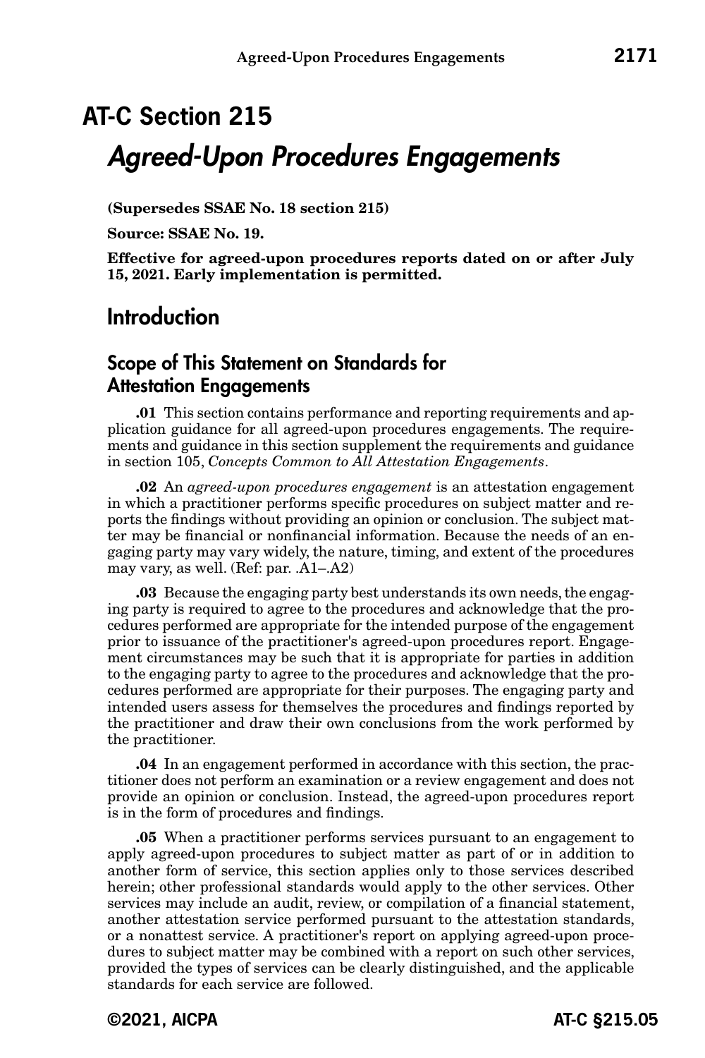# AT-C Section 215

# *Agreed-Upon Procedures Engagements*

**(Supersedes SSAE No. 18 section 215)**

**Source: SSAE No. 19.**

**Effective for agreed-upon procedures reports dated on or after July 15, 2021. Early implementation is permitted.**

## Introduction

### Scope of This Statement on Standards for Attestation Engagements

**.01** This section contains performance and reporting requirements and application guidance for all agreed-upon procedures engagements. The requirements and guidance in this section supplement the requirements and guidance in section 105, *Concepts Common to All Attestation Engagements*.

**.02** An *agreed-upon procedures engagement* is an attestation engagement in which a practitioner performs specific procedures on subject matter and reports the findings without providing an opinion or conclusion. The subject matter may be financial or nonfinancial information. Because the needs of an engaging party may vary widely, the nature, timing, and extent of the procedures may vary, as well. (Ref: par. .A1–.A2)

**.03** Because the engaging party best understands its own needs, the engaging party is required to agree to the procedures and acknowledge that the procedures performed are appropriate for the intended purpose of the engagement prior to issuance of the practitioner's agreed-upon procedures report. Engagement circumstances may be such that it is appropriate for parties in addition to the engaging party to agree to the procedures and acknowledge that the procedures performed are appropriate for their purposes. The engaging party and intended users assess for themselves the procedures and findings reported by the practitioner and draw their own conclusions from the work performed by the practitioner.

**.04** In an engagement performed in accordance with this section, the practitioner does not perform an examination or a review engagement and does not provide an opinion or conclusion. Instead, the agreed-upon procedures report is in the form of procedures and findings.

**.05** When a practitioner performs services pursuant to an engagement to apply agreed-upon procedures to subject matter as part of or in addition to another form of service, this section applies only to those services described herein; other professional standards would apply to the other services. Other services may include an audit, review, or compilation of a financial statement, another attestation service performed pursuant to the attestation standards, or a nonattest service. A practitioner's report on applying agreed-upon procedures to subject matter may be combined with a report on such other services, provided the types of services can be clearly distinguished, and the applicable standards for each service are followed.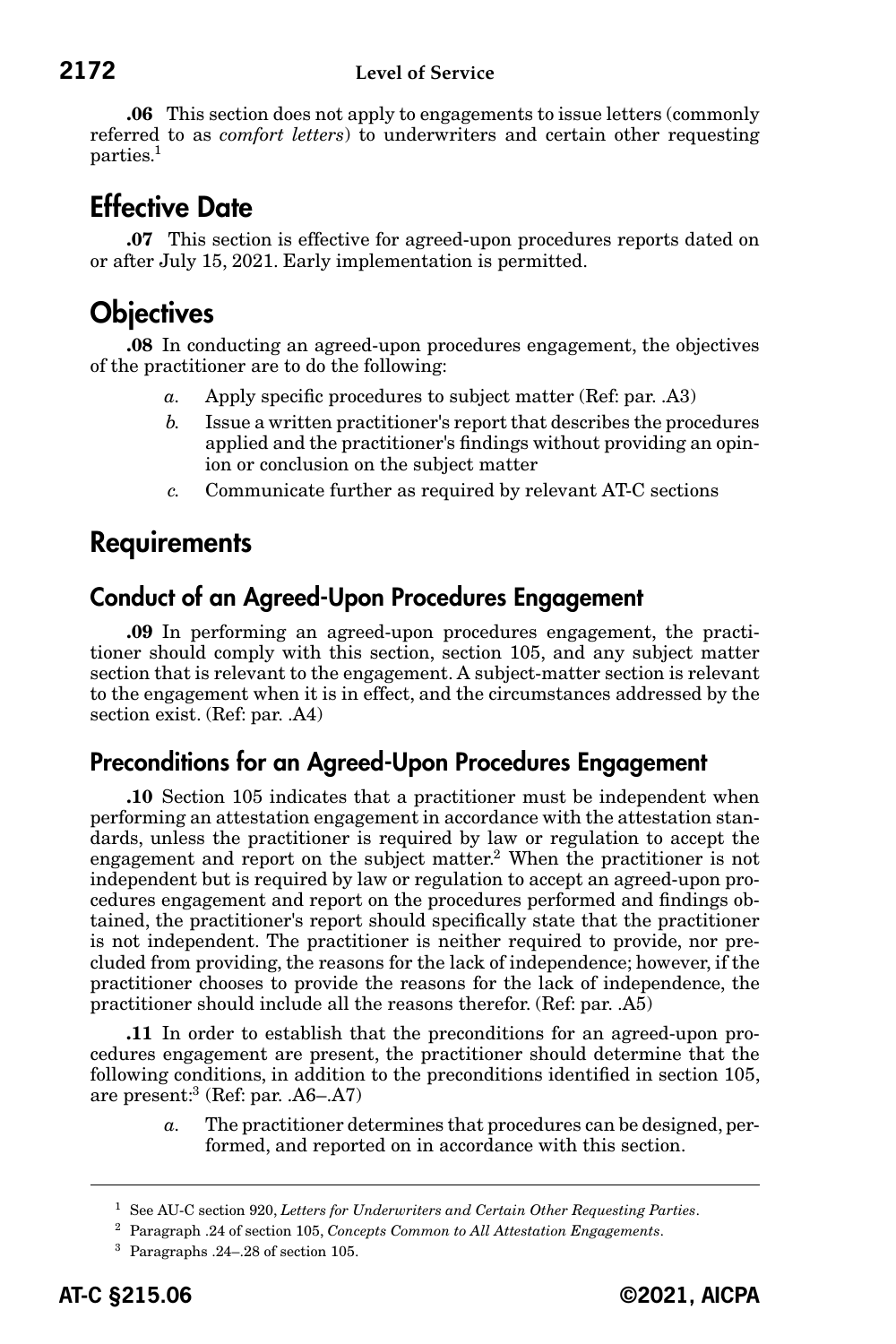**.06** This section does not apply to engagements to issue letters (commonly referred to as *comfort letters*) to underwriters and certain other requesting parties.[1]

## Effective Date

**.07** This section is effective for agreed-upon procedures reports dated on or after July 15, 2021. Early implementation is permitted.

## Objectives

**.08** In conducting an agreed-upon procedures engagement, the objectives of the practitioner are to do the following:

*a.* Apply specific procedures to subject matter (Ref: par. .A3)

*b.* Issue a written practitioner's report that describes the procedures applied and the practitioner's findings without providing an opinion or conclusion on the subject matter

*c.* Communicate further as required by relevant AT-C sections

## Requirements

### Conduct of an Agreed-Upon Procedures Engagement

**.09** In performing an agreed-upon procedures engagement, the practitioner should comply with this section, section 105, and any subject matter section that is relevant to the engagement. A subject-matter section is relevant to the engagement when it is in effect, and the circumstances addressed by the section exist. (Ref: par. .A4)

### Preconditions for an Agreed-Upon Procedures Engagement

**.10** Section 105 indicates that a practitioner must be independent when performing an attestation engagement in accordance with the attestation standards, unless the practitioner is required by law or regulation to accept the engagement and report on the subject matter.[2] When the practitioner is not independent but is required by law or regulation to accept an agreed-upon procedures engagement and report on the procedures performed and findings obtained, the practitioner's report should specifically state that the practitioner is not independent. The practitioner is neither required to provide, nor precluded from providing, the reasons for the lack of independence; however, if the practitioner chooses to provide the reasons for the lack of independence, the practitioner should include all the reasons therefor. (Ref: par. .A5)

**.11** In order to establish that the preconditions for an agreed-upon procedures engagement are present, the practitioner should determine that the following conditions, in addition to the preconditions identified in section 105, are present:[3] (Ref: par. .A6–.A7)

*a.* The practitioner determines that procedures can be designed, performed, and reported on in accordance with this section.

---

[1] See AU-C section 920, *Letters for Underwriters and Certain Other Requesting Parties*.

[2] Paragraph .24 of section 105, *Concepts Common to All Attestation Engagements*.

[3] Paragraphs .24–.28 of section 105.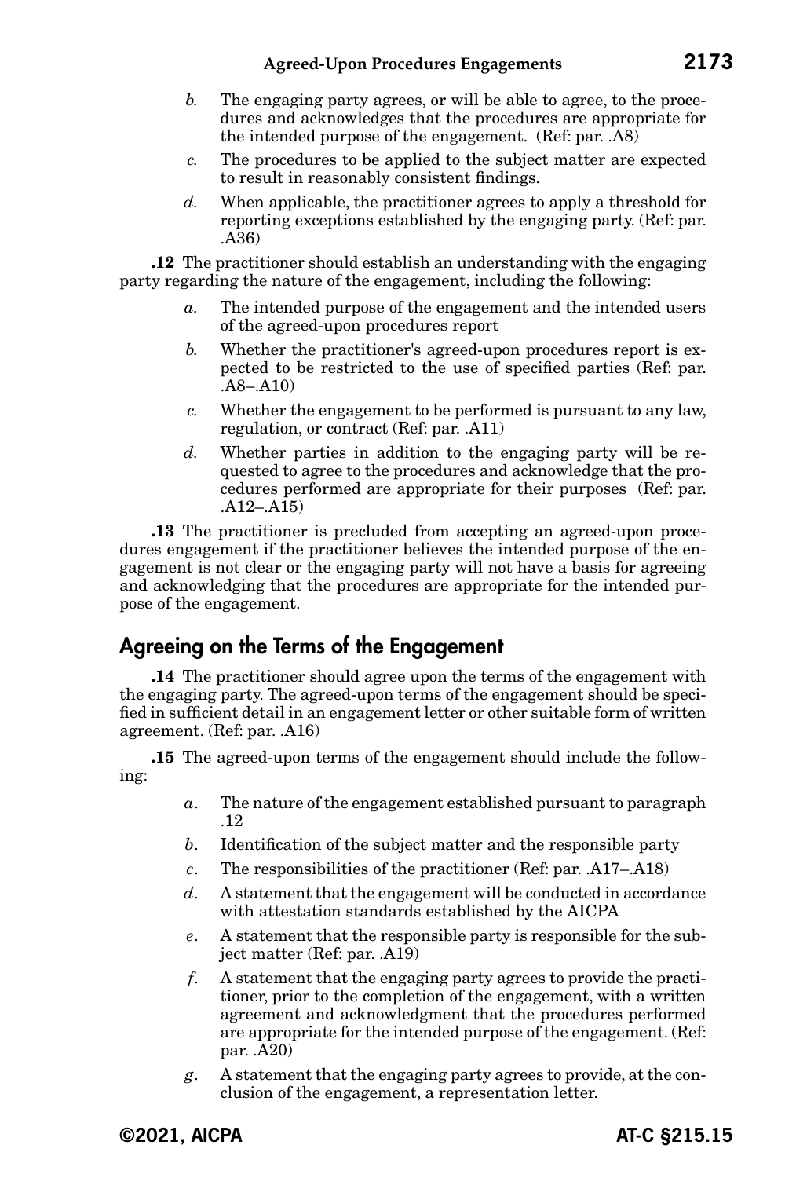*b.* The engaging party agrees, or will be able to agree, to the procedures and acknowledges that the procedures are appropriate for the intended purpose of the engagement. (Ref: par. .A8)

*c.* The procedures to be applied to the subject matter are expected to result in reasonably consistent findings.

*d.* When applicable, the practitioner agrees to apply a threshold for reporting exceptions established by the engaging party. (Ref: par. .A36)

**.12** The practitioner should establish an understanding with the engaging party regarding the nature of the engagement, including the following:

*a.* The intended purpose of the engagement and the intended users of the agreed-upon procedures report

*b.* Whether the practitioner's agreed-upon procedures report is expected to be restricted to the use of specified parties (Ref: par. .A8–.A10)

*c.* Whether the engagement to be performed is pursuant to any law, regulation, or contract (Ref: par. .A11)

*d.* Whether parties in addition to the engaging party will be requested to agree to the procedures and acknowledge that the procedures performed are appropriate for their purposes (Ref: par. .A12–.A15)

**.13** The practitioner is precluded from accepting an agreed-upon procedures engagement if the practitioner believes the intended purpose of the engagement is not clear or the engaging party will not have a basis for agreeing and acknowledging that the procedures are appropriate for the intended purpose of the engagement.

## Agreeing on the Terms of the Engagement

**.14** The practitioner should agree upon the terms of the engagement with the engaging party. The agreed-upon terms of the engagement should be specified in sufficient detail in an engagement letter or other suitable form of written agreement. (Ref: par. .A16)

**.15** The agreed-upon terms of the engagement should include the following:

*a.* The nature of the engagement established pursuant to paragraph .12

*b.* Identification of the subject matter and the responsible party

*c.* The responsibilities of the practitioner (Ref: par. .A17–.A18)

*d.* A statement that the engagement will be conducted in accordance with attestation standards established by the AICPA

*e.* A statement that the responsible party is responsible for the subject matter (Ref: par. .A19)

*f.* A statement that the engaging party agrees to provide the practitioner, prior to the completion of the engagement, with a written agreement and acknowledgment that the procedures performed are appropriate for the intended purpose of the engagement. (Ref: par. .A20)

*g.* A statement that the engaging party agrees to provide, at the conclusion of the engagement, a representation letter.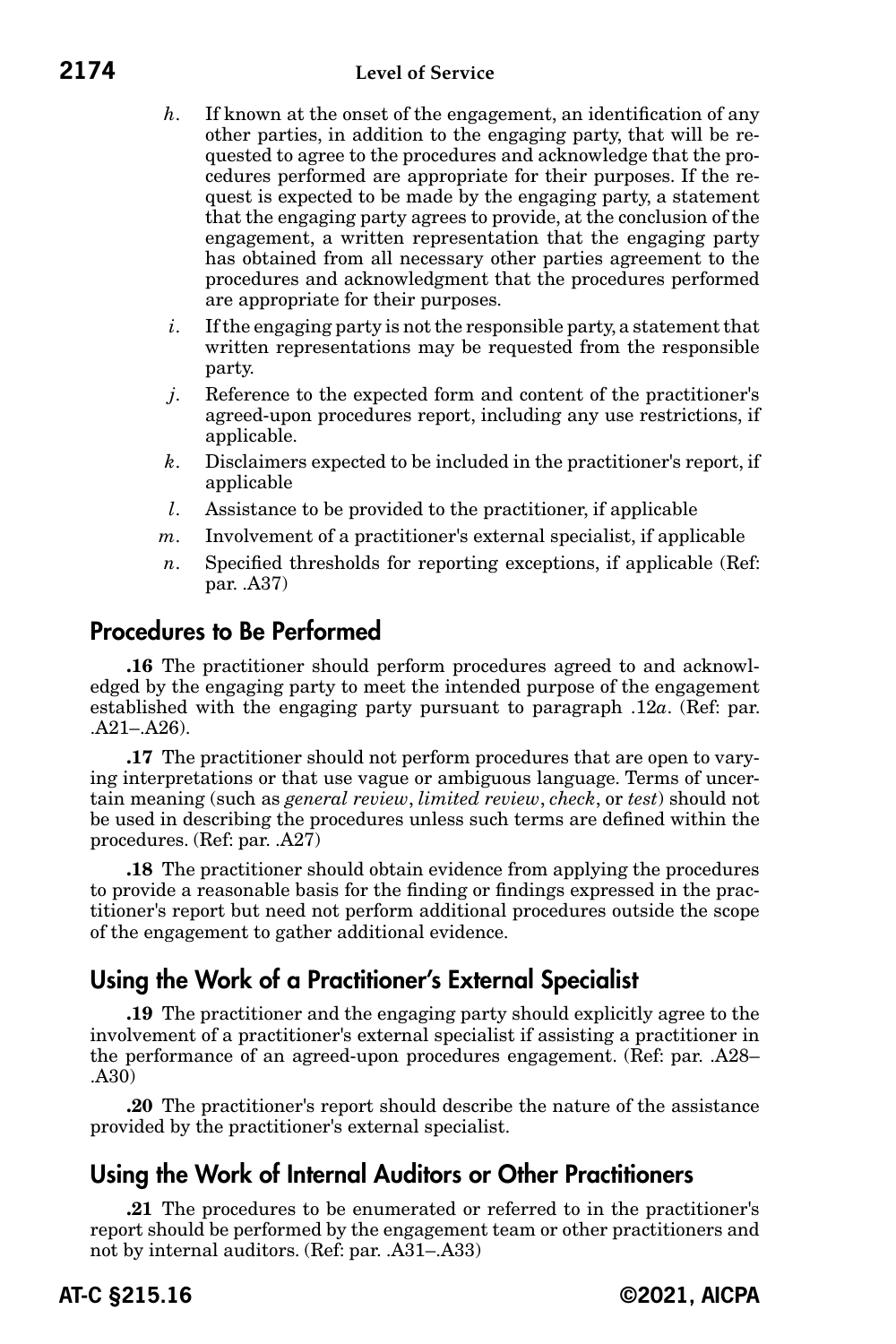*h*. If known at the onset of the engagement, an identification of any other parties, in addition to the engaging party, that will be requested to agree to the procedures and acknowledge that the procedures performed are appropriate for their purposes. If the request is expected to be made by the engaging party, a statement that the engaging party agrees to provide, at the conclusion of the engagement, a written representation that the engaging party has obtained from all necessary other parties agreement to the procedures and acknowledgment that the procedures performed are appropriate for their purposes.

*i*. If the engaging party is not the responsible party, a statement that written representations may be requested from the responsible party.

*j*. Reference to the expected form and content of the practitioner's agreed-upon procedures report, including any use restrictions, if applicable.

*k*. Disclaimers expected to be included in the practitioner's report, if applicable

*l*. Assistance to be provided to the practitioner, if applicable

*m*. Involvement of a practitioner's external specialist, if applicable

*n*. Specified thresholds for reporting exceptions, if applicable (Ref: par. .A37)

## Procedures to Be Performed

**.16** The practitioner should perform procedures agreed to and acknowledged by the engaging party to meet the intended purpose of the engagement established with the engaging party pursuant to paragraph .12*a*. (Ref: par. .A21–.A26).

**.17** The practitioner should not perform procedures that are open to varying interpretations or that use vague or ambiguous language. Terms of uncertain meaning (such as *general review*, *limited review*, *check*, or *test*) should not be used in describing the procedures unless such terms are defined within the procedures. (Ref: par. .A27)

**.18** The practitioner should obtain evidence from applying the procedures to provide a reasonable basis for the finding or findings expressed in the practitioner's report but need not perform additional procedures outside the scope of the engagement to gather additional evidence.

## Using the Work of a Practitioner's External Specialist

**.19** The practitioner and the engaging party should explicitly agree to the involvement of a practitioner's external specialist if assisting a practitioner in the performance of an agreed-upon procedures engagement. (Ref: par. .A28–.A30)

**.20** The practitioner's report should describe the nature of the assistance provided by the practitioner's external specialist.

## Using the Work of Internal Auditors or Other Practitioners

**.21** The procedures to be enumerated or referred to in the practitioner's report should be performed by the engagement team or other practitioners and not by internal auditors. (Ref: par. .A31–.A33)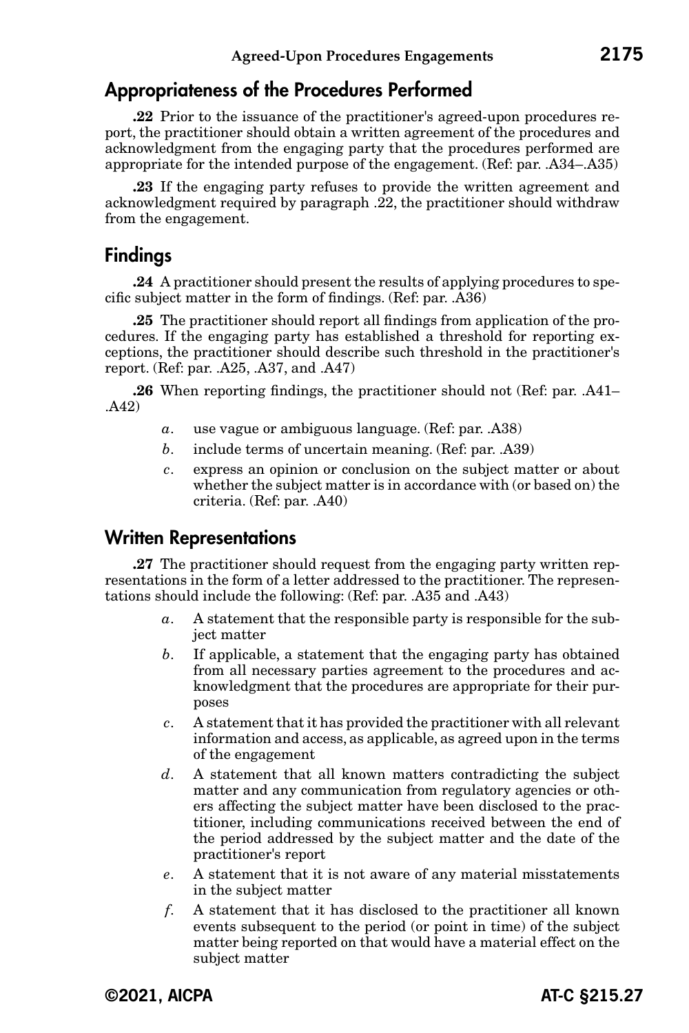## Appropriateness of the Procedures Performed

**.22** Prior to the issuance of the practitioner's agreed-upon procedures report, the practitioner should obtain a written agreement of the procedures and acknowledgment from the engaging party that the procedures performed are appropriate for the intended purpose of the engagement. (Ref: par. .A34–.A35)

**.23** If the engaging party refuses to provide the written agreement and acknowledgment required by paragraph .22, the practitioner should withdraw from the engagement.

## Findings

**.24** A practitioner should present the results of applying procedures to specific subject matter in the form of findings. (Ref: par. .A36)

**.25** The practitioner should report all findings from application of the procedures. If the engaging party has established a threshold for reporting exceptions, the practitioner should describe such threshold in the practitioner's report. (Ref: par. .A25, .A37, and .A47)

**.26** When reporting findings, the practitioner should not (Ref: par. .A41–.A42)

*a*. use vague or ambiguous language. (Ref: par. .A38)

*b*. include terms of uncertain meaning. (Ref: par. .A39)

*c*. express an opinion or conclusion on the subject matter or about whether the subject matter is in accordance with (or based on) the criteria. (Ref: par. .A40)

## Written Representations

**.27** The practitioner should request from the engaging party written representations in the form of a letter addressed to the practitioner. The representations should include the following: (Ref: par. .A35 and .A43)

*a*. A statement that the responsible party is responsible for the subject matter

*b*. If applicable, a statement that the engaging party has obtained from all necessary parties agreement to the procedures and acknowledgment that the procedures are appropriate for their purposes

*c*. A statement that it has provided the practitioner with all relevant information and access, as applicable, as agreed upon in the terms of the engagement

*d*. A statement that all known matters contradicting the subject matter and any communication from regulatory agencies or others affecting the subject matter have been disclosed to the practitioner, including communications received between the end of the period addressed by the subject matter and the date of the practitioner's report

*e*. A statement that it is not aware of any material misstatements in the subject matter

*f*. A statement that it has disclosed to the practitioner all known events subsequent to the period (or point in time) of the subject matter being reported on that would have a material effect on the subject matter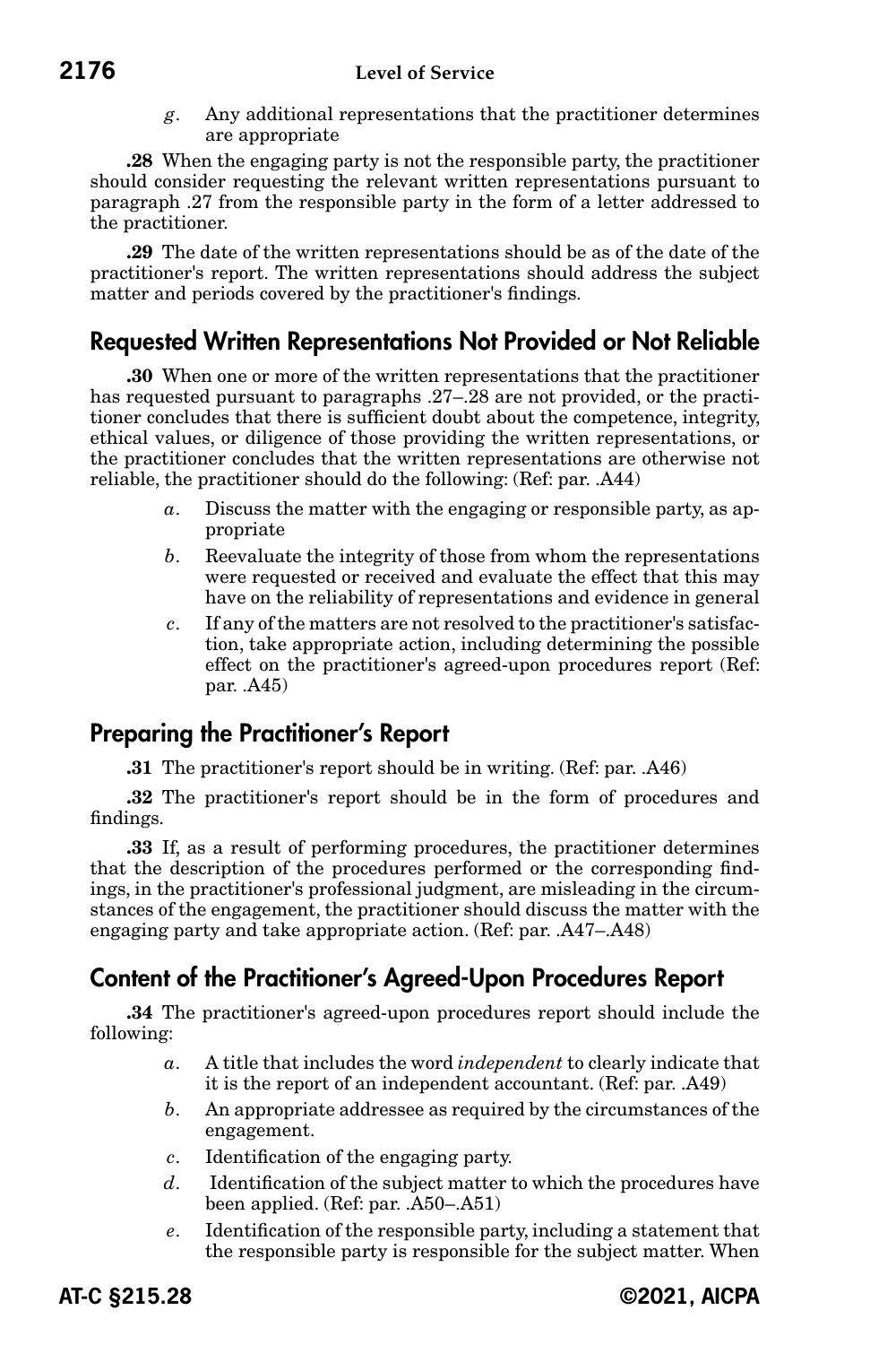*g*. Any additional representations that the practitioner determines are appropriate

**.28** When the engaging party is not the responsible party, the practitioner should consider requesting the relevant written representations pursuant to paragraph .27 from the responsible party in the form of a letter addressed to the practitioner.

**.29** The date of the written representations should be as of the date of the practitioner's report. The written representations should address the subject matter and periods covered by the practitioner's findings.

## Requested Written Representations Not Provided or Not Reliable

**.30** When one or more of the written representations that the practitioner has requested pursuant to paragraphs .27–.28 are not provided, or the practitioner concludes that there is sufficient doubt about the competence, integrity, ethical values, or diligence of those providing the written representations, or the practitioner concludes that the written representations are otherwise not reliable, the practitioner should do the following: (Ref: par. .A44)

*a*. Discuss the matter with the engaging or responsible party, as appropriate

*b*. Reevaluate the integrity of those from whom the representations were requested or received and evaluate the effect that this may have on the reliability of representations and evidence in general

*c*. If any of the matters are not resolved to the practitioner's satisfaction, take appropriate action, including determining the possible effect on the practitioner's agreed-upon procedures report (Ref: par. .A45)

## Preparing the Practitioner's Report

**.31** The practitioner's report should be in writing. (Ref: par. .A46)

**.32** The practitioner's report should be in the form of procedures and findings.

**.33** If, as a result of performing procedures, the practitioner determines that the description of the procedures performed or the corresponding findings, in the practitioner's professional judgment, are misleading in the circumstances of the engagement, the practitioner should discuss the matter with the engaging party and take appropriate action. (Ref: par. .A47–.A48)

## Content of the Practitioner's Agreed-Upon Procedures Report

**.34** The practitioner's agreed-upon procedures report should include the following:

*a*. A title that includes the word *independent* to clearly indicate that it is the report of an independent accountant. (Ref: par. .A49)

*b*. An appropriate addressee as required by the circumstances of the engagement.

*c*. Identification of the engaging party.

*d*. Identification of the subject matter to which the procedures have been applied. (Ref: par. .A50–.A51)

*e*. Identification of the responsible party, including a statement that the responsible party is responsible for the subject matter. When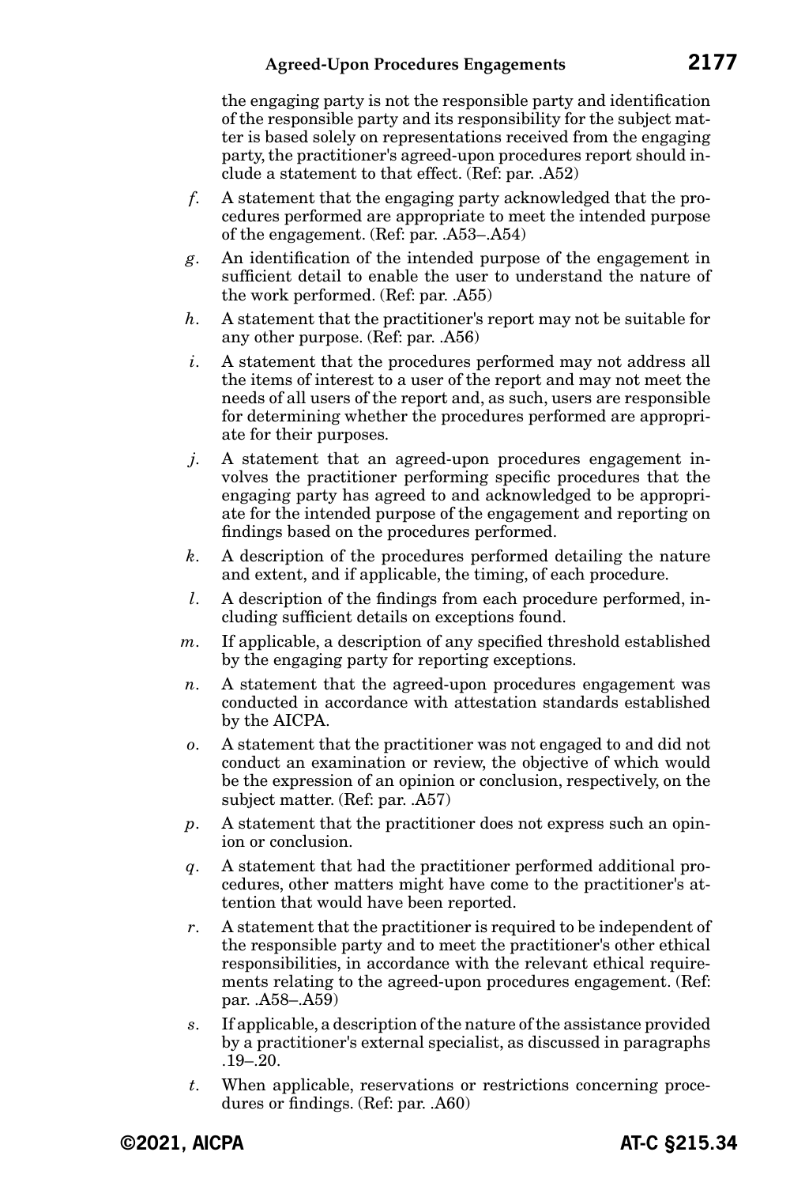the engaging party is not the responsible party and identification of the responsible party and its responsibility for the subject matter is based solely on representations received from the engaging party, the practitioner's agreed-upon procedures report should include a statement to that effect. (Ref: par. .A52)

*f.* A statement that the engaging party acknowledged that the procedures performed are appropriate to meet the intended purpose of the engagement. (Ref: par. .A53–.A54)

*g.* An identification of the intended purpose of the engagement in sufficient detail to enable the user to understand the nature of the work performed. (Ref: par. .A55)

*h.* A statement that the practitioner's report may not be suitable for any other purpose. (Ref: par. .A56)

*i.* A statement that the procedures performed may not address all the items of interest to a user of the report and may not meet the needs of all users of the report and, as such, users are responsible for determining whether the procedures performed are appropriate for their purposes.

*j.* A statement that an agreed-upon procedures engagement involves the practitioner performing specific procedures that the engaging party has agreed to and acknowledged to be appropriate for the intended purpose of the engagement and reporting on findings based on the procedures performed.

*k.* A description of the procedures performed detailing the nature and extent, and if applicable, the timing, of each procedure.

*l.* A description of the findings from each procedure performed, including sufficient details on exceptions found.

*m.* If applicable, a description of any specified threshold established by the engaging party for reporting exceptions.

*n.* A statement that the agreed-upon procedures engagement was conducted in accordance with attestation standards established by the AICPA.

*o.* A statement that the practitioner was not engaged to and did not conduct an examination or review, the objective of which would be the expression of an opinion or conclusion, respectively, on the subject matter. (Ref: par. .A57)

*p.* A statement that the practitioner does not express such an opinion or conclusion.

*q.* A statement that had the practitioner performed additional procedures, other matters might have come to the practitioner's attention that would have been reported.

*r.* A statement that the practitioner is required to be independent of the responsible party and to meet the practitioner's other ethical responsibilities, in accordance with the relevant ethical requirements relating to the agreed-upon procedures engagement. (Ref: par. .A58–.A59)

*s.* If applicable, a description of the nature of the assistance provided by a practitioner's external specialist, as discussed in paragraphs .19–.20.

*t.* When applicable, reservations or restrictions concerning procedures or findings. (Ref: par. .A60)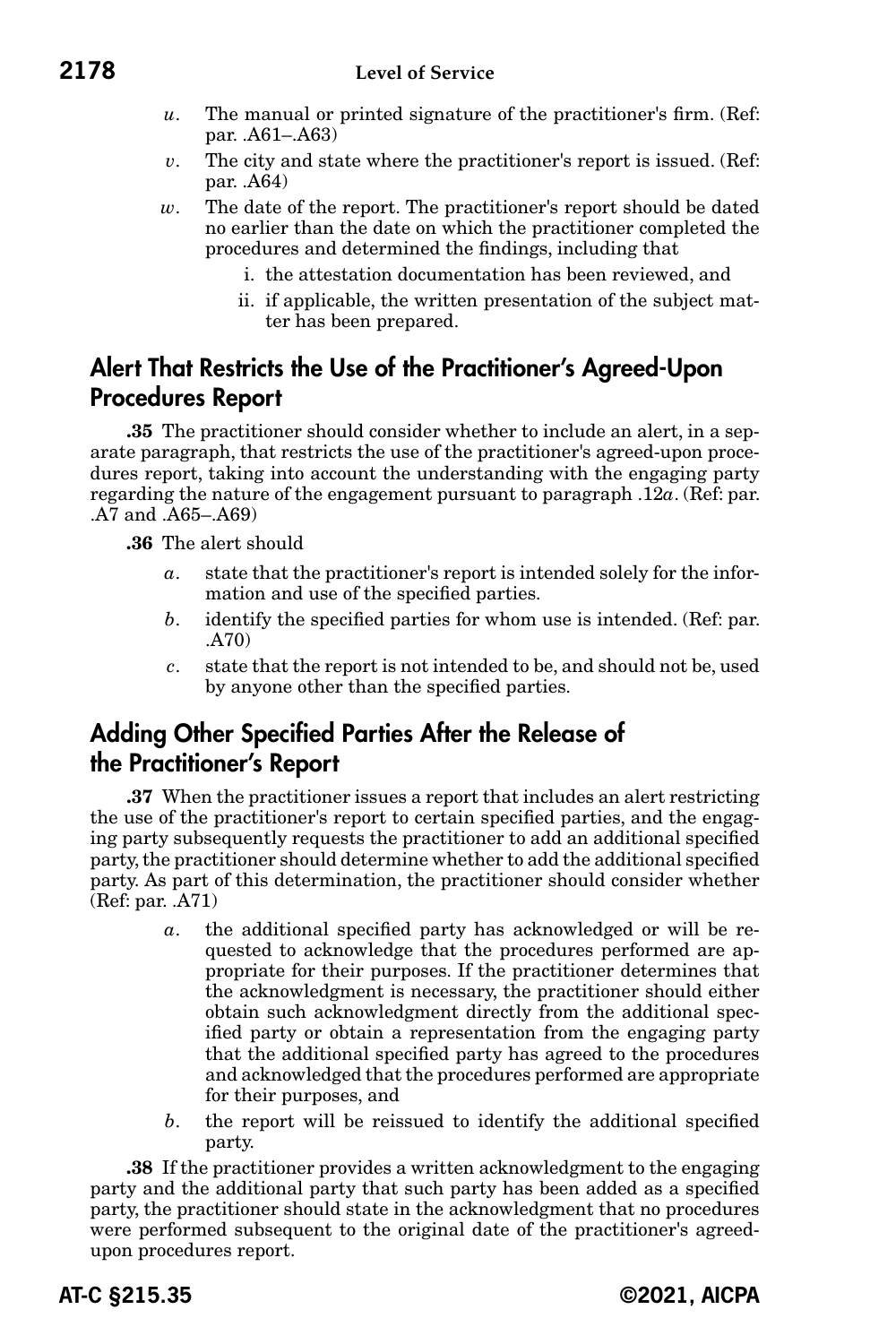*u*. The manual or printed signature of the practitioner's firm. (Ref: par. .A61–.A63)

*v*. The city and state where the practitioner's report is issued. (Ref: par. .A64)

*w*. The date of the report. The practitioner's report should be dated no earlier than the date on which the practitioner completed the procedures and determined the findings, including that

   i. the attestation documentation has been reviewed, and

   ii. if applicable, the written presentation of the subject matter has been prepared.

## Alert That Restricts the Use of the Practitioner's Agreed-Upon Procedures Report

**.35** The practitioner should consider whether to include an alert, in a separate paragraph, that restricts the use of the practitioner's agreed-upon procedures report, taking into account the understanding with the engaging party regarding the nature of the engagement pursuant to paragraph .12*a*. (Ref: par. .A7 and .A65–.A69)

**.36** The alert should

*a*. state that the practitioner's report is intended solely for the information and use of the specified parties.

*b*. identify the specified parties for whom use is intended. (Ref: par. .A70)

*c*. state that the report is not intended to be, and should not be, used by anyone other than the specified parties.

## Adding Other Specified Parties After the Release of the Practitioner's Report

**.37** When the practitioner issues a report that includes an alert restricting the use of the practitioner's report to certain specified parties, and the engaging party subsequently requests the practitioner to add an additional specified party, the practitioner should determine whether to add the additional specified party. As part of this determination, the practitioner should consider whether (Ref: par. .A71)

*a*. the additional specified party has acknowledged or will be requested to acknowledge that the procedures performed are appropriate for their purposes. If the practitioner determines that the acknowledgment is necessary, the practitioner should either obtain such acknowledgment directly from the additional specified party or obtain a representation from the engaging party that the additional specified party has agreed to the procedures and acknowledged that the procedures performed are appropriate for their purposes, and

*b*. the report will be reissued to identify the additional specified party.

**.38** If the practitioner provides a written acknowledgment to the engaging party and the additional party that such party has been added as a specified party, the practitioner should state in the acknowledgment that no procedures were performed subsequent to the original date of the practitioner's agreed-upon procedures report.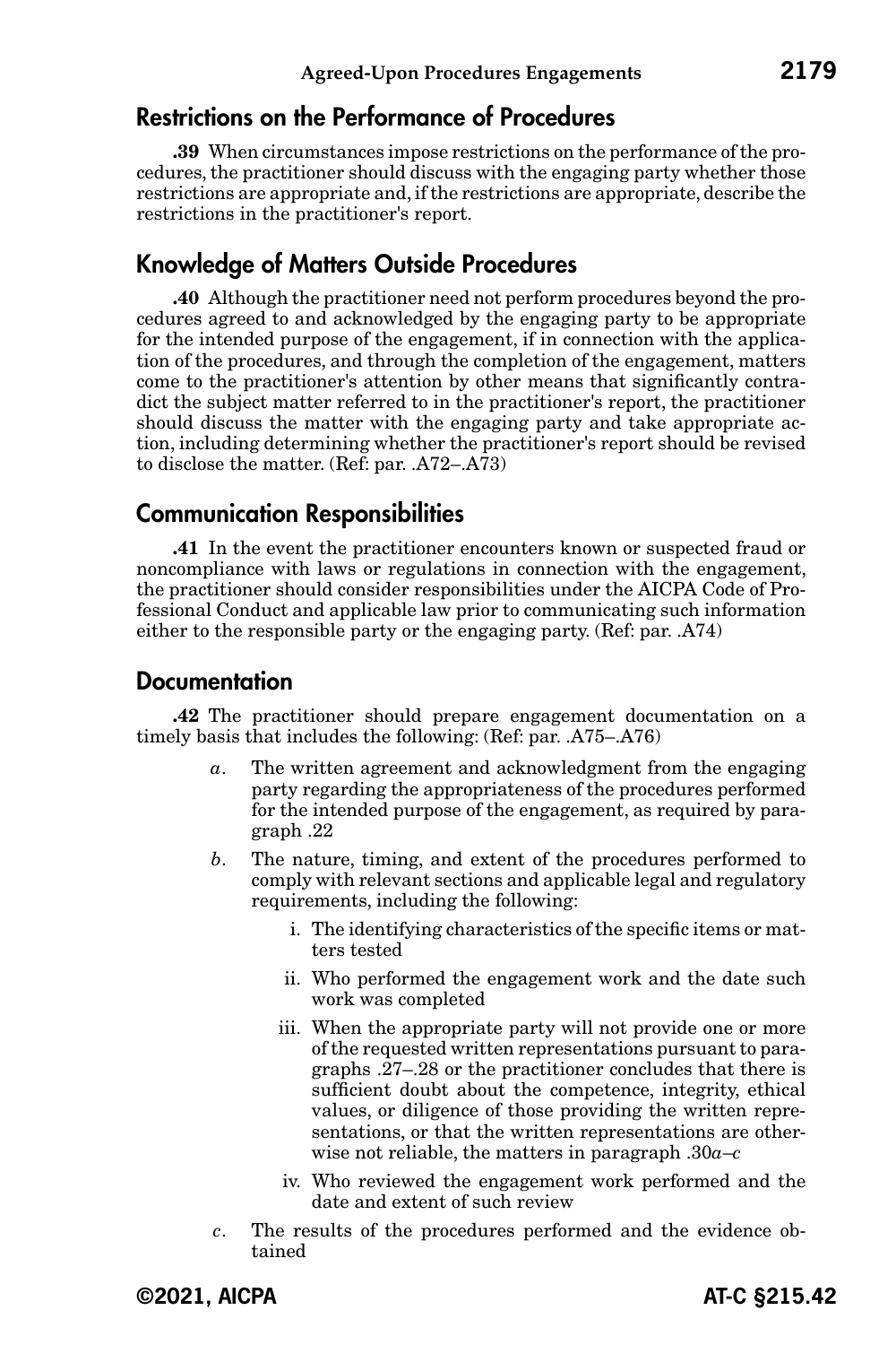## Restrictions on the Performance of Procedures

**.39** When circumstances impose restrictions on the performance of the procedures, the practitioner should discuss with the engaging party whether those restrictions are appropriate and, if the restrictions are appropriate, describe the restrictions in the practitioner's report.

## Knowledge of Matters Outside Procedures

**.40** Although the practitioner need not perform procedures beyond the procedures agreed to and acknowledged by the engaging party to be appropriate for the intended purpose of the engagement, if in connection with the application of the procedures, and through the completion of the engagement, matters come to the practitioner's attention by other means that significantly contradict the subject matter referred to in the practitioner's report, the practitioner should discuss the matter with the engaging party and take appropriate action, including determining whether the practitioner's report should be revised to disclose the matter. (Ref: par. .A72–.A73)

## Communication Responsibilities

**.41** In the event the practitioner encounters known or suspected fraud or noncompliance with laws or regulations in connection with the engagement, the practitioner should consider responsibilities under the AICPA Code of Professional Conduct and applicable law prior to communicating such information either to the responsible party or the engaging party. (Ref: par. .A74)

## Documentation

**.42** The practitioner should prepare engagement documentation on a timely basis that includes the following: (Ref: par. .A75–.A76)

*a*. The written agreement and acknowledgment from the engaging party regarding the appropriateness of the procedures performed for the intended purpose of the engagement, as required by paragraph .22

*b*. The nature, timing, and extent of the procedures performed to comply with relevant sections and applicable legal and regulatory requirements, including the following:

   i. The identifying characteristics of the specific items or matters tested

   ii. Who performed the engagement work and the date such work was completed

   iii. When the appropriate party will not provide one or more of the requested written representations pursuant to paragraphs .27–.28 or the practitioner concludes that there is sufficient doubt about the competence, integrity, ethical values, or diligence of those providing the written representations, or that the written representations are otherwise not reliable, the matters in paragraph .30*a*–*c*

   iv. Who reviewed the engagement work performed and the date and extent of such review

*c*. The results of the procedures performed and the evidence obtained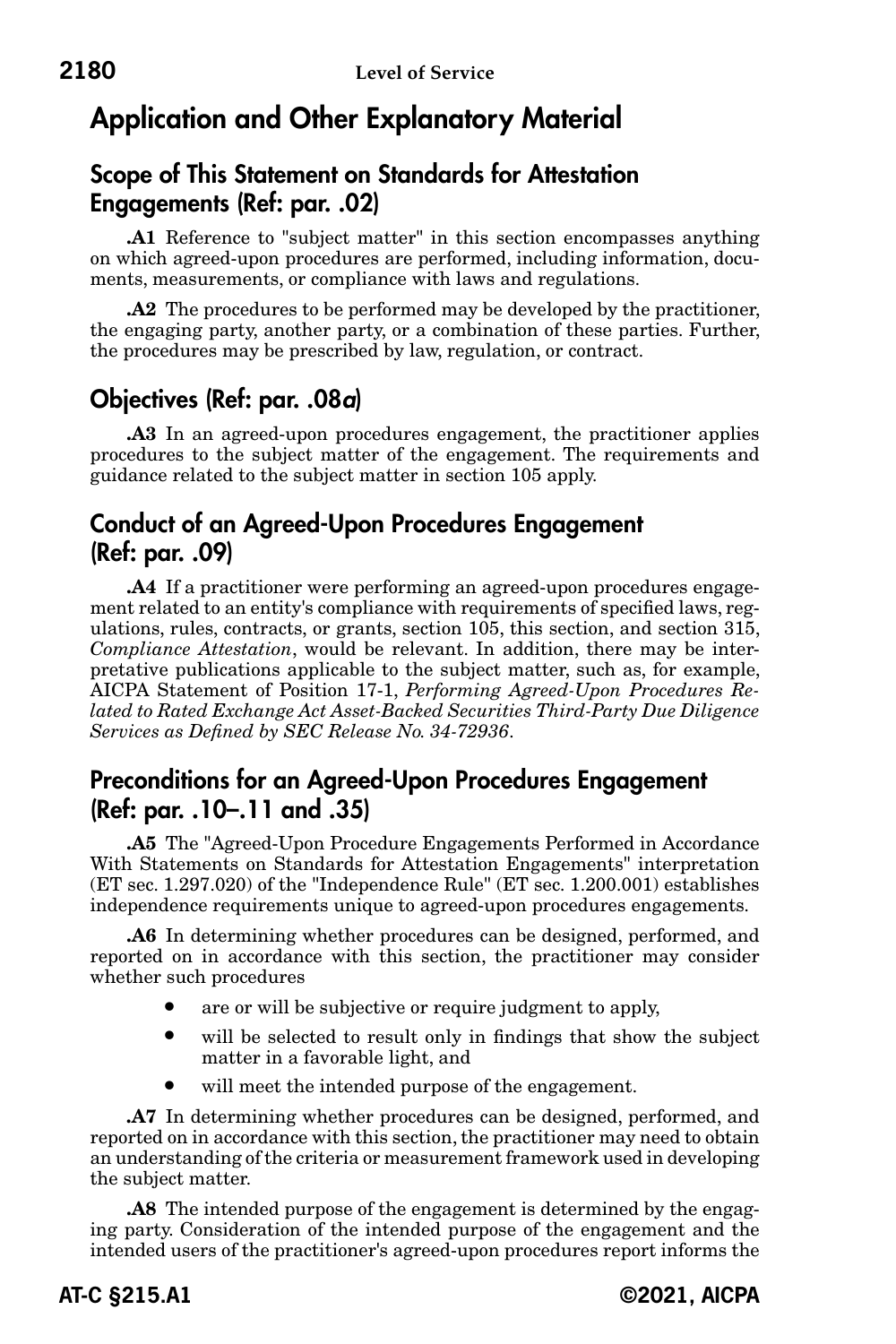## Application and Other Explanatory Material

### Scope of This Statement on Standards for Attestation Engagements (Ref: par. .02)

**.A1** Reference to "subject matter" in this section encompasses anything on which agreed-upon procedures are performed, including information, documents, measurements, or compliance with laws and regulations.

**.A2** The procedures to be performed may be developed by the practitioner, the engaging party, another party, or a combination of these parties. Further, the procedures may be prescribed by law, regulation, or contract.

### Objectives (Ref: par. .08*a*)

**.A3** In an agreed-upon procedures engagement, the practitioner applies procedures to the subject matter of the engagement. The requirements and guidance related to the subject matter in section 105 apply.

### Conduct of an Agreed-Upon Procedures Engagement (Ref: par. .09)

**.A4** If a practitioner were performing an agreed-upon procedures engagement related to an entity's compliance with requirements of specified laws, regulations, rules, contracts, or grants, section 105, this section, and section 315, *Compliance Attestation*, would be relevant. In addition, there may be interpretative publications applicable to the subject matter, such as, for example, AICPA Statement of Position 17-1, *Performing Agreed-Upon Procedures Related to Rated Exchange Act Asset-Backed Securities Third-Party Due Diligence Services as Defined by SEC Release No. 34-72936*.

### Preconditions for an Agreed-Upon Procedures Engagement (Ref: par. .10–.11 and .35)

**.A5** The "Agreed-Upon Procedure Engagements Performed in Accordance With Statements on Standards for Attestation Engagements" interpretation (ET sec. 1.297.020) of the "Independence Rule" (ET sec. 1.200.001) establishes independence requirements unique to agreed-upon procedures engagements.

**.A6** In determining whether procedures can be designed, performed, and reported on in accordance with this section, the practitioner may consider whether such procedures

- are or will be subjective or require judgment to apply,
- will be selected to result only in findings that show the subject matter in a favorable light, and
- will meet the intended purpose of the engagement.

**.A7** In determining whether procedures can be designed, performed, and reported on in accordance with this section, the practitioner may need to obtain an understanding of the criteria or measurement framework used in developing the subject matter.

**.A8** The intended purpose of the engagement is determined by the engaging party. Consideration of the intended purpose of the engagement and the intended users of the practitioner's agreed-upon procedures report informs the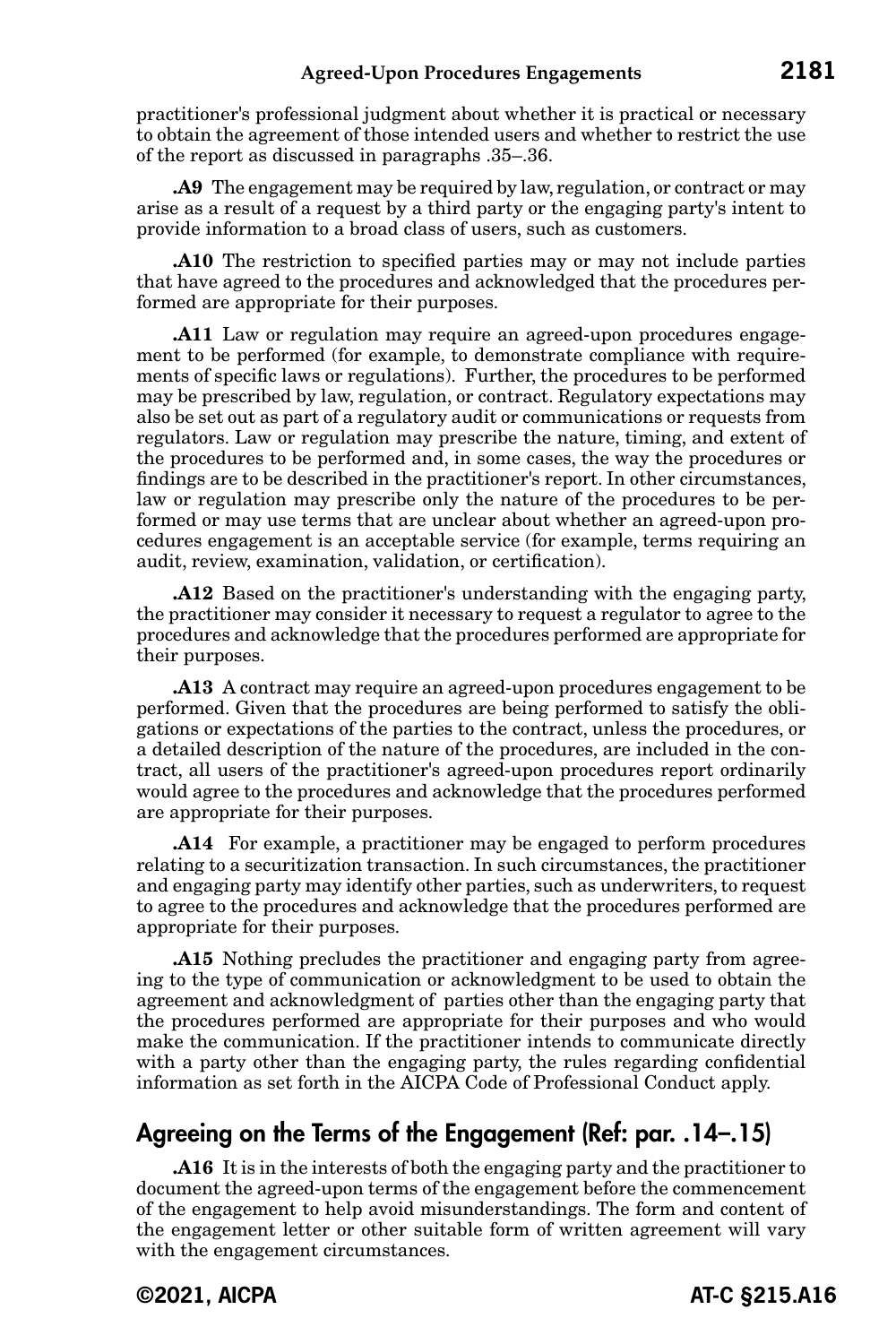practitioner's professional judgment about whether it is practical or necessary to obtain the agreement of those intended users and whether to restrict the use of the report as discussed in paragraphs .35–.36.

**.A9** The engagement may be required by law, regulation, or contract or may arise as a result of a request by a third party or the engaging party's intent to provide information to a broad class of users, such as customers.

**.A10** The restriction to specified parties may or may not include parties that have agreed to the procedures and acknowledged that the procedures performed are appropriate for their purposes.

**.A11** Law or regulation may require an agreed-upon procedures engagement to be performed (for example, to demonstrate compliance with requirements of specific laws or regulations). Further, the procedures to be performed may be prescribed by law, regulation, or contract. Regulatory expectations may also be set out as part of a regulatory audit or communications or requests from regulators. Law or regulation may prescribe the nature, timing, and extent of the procedures to be performed and, in some cases, the way the procedures or findings are to be described in the practitioner's report. In other circumstances, law or regulation may prescribe only the nature of the procedures to be performed or may use terms that are unclear about whether an agreed-upon procedures engagement is an acceptable service (for example, terms requiring an audit, review, examination, validation, or certification).

**.A12** Based on the practitioner's understanding with the engaging party, the practitioner may consider it necessary to request a regulator to agree to the procedures and acknowledge that the procedures performed are appropriate for their purposes.

**.A13** A contract may require an agreed-upon procedures engagement to be performed. Given that the procedures are being performed to satisfy the obligations or expectations of the parties to the contract, unless the procedures, or a detailed description of the nature of the procedures, are included in the contract, all users of the practitioner's agreed-upon procedures report ordinarily would agree to the procedures and acknowledge that the procedures performed are appropriate for their purposes.

**.A14** For example, a practitioner may be engaged to perform procedures relating to a securitization transaction. In such circumstances, the practitioner and engaging party may identify other parties, such as underwriters, to request to agree to the procedures and acknowledge that the procedures performed are appropriate for their purposes.

**.A15** Nothing precludes the practitioner and engaging party from agreeing to the type of communication or acknowledgment to be used to obtain the agreement and acknowledgment of parties other than the engaging party that the procedures performed are appropriate for their purposes and who would make the communication. If the practitioner intends to communicate directly with a party other than the engaging party, the rules regarding confidential information as set forth in the AICPA Code of Professional Conduct apply.

## Agreeing on the Terms of the Engagement (Ref: par. .14–.15)

**.A16** It is in the interests of both the engaging party and the practitioner to document the agreed-upon terms of the engagement before the commencement of the engagement to help avoid misunderstandings. The form and content of the engagement letter or other suitable form of written agreement will vary with the engagement circumstances.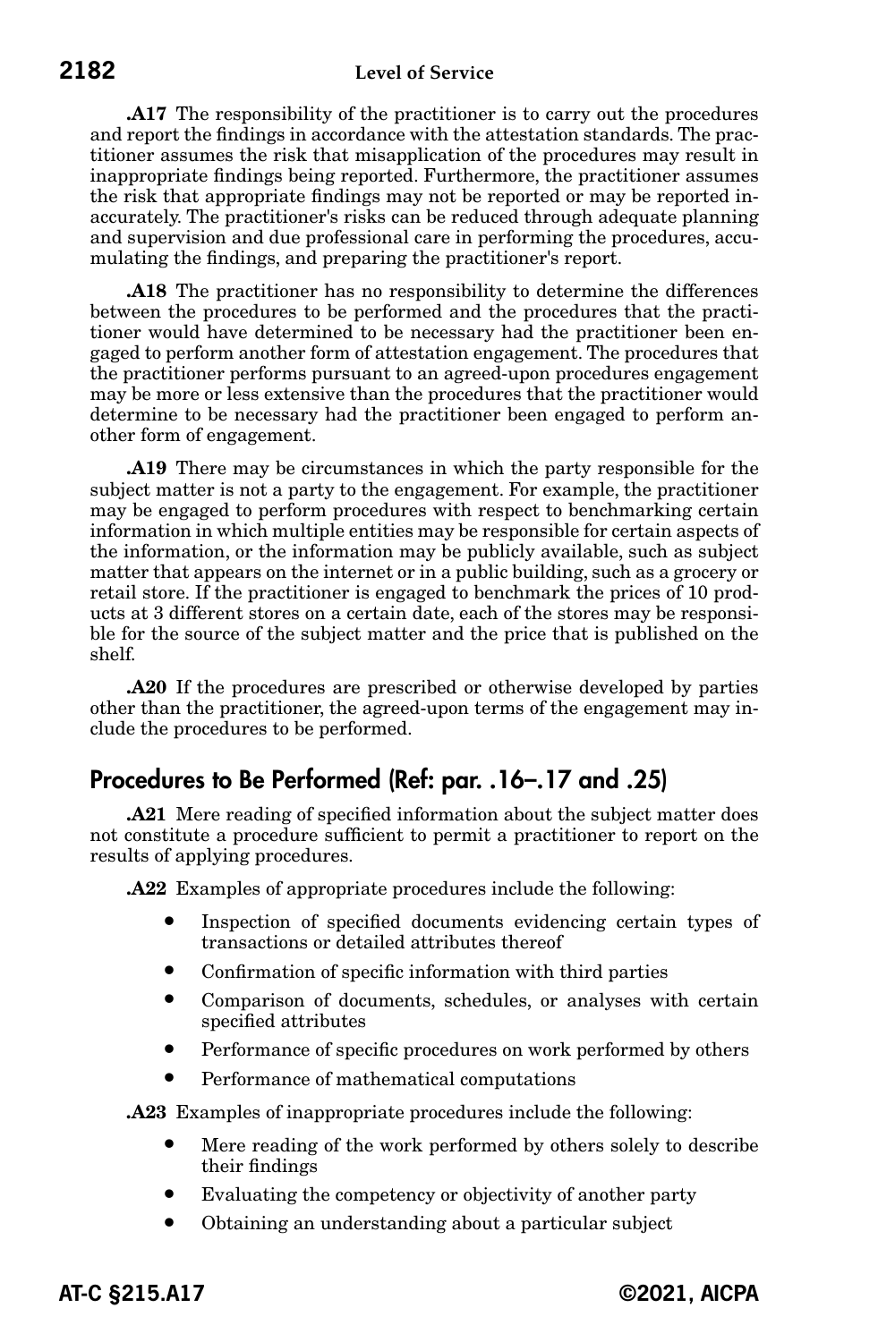**.A17** The responsibility of the practitioner is to carry out the procedures and report the findings in accordance with the attestation standards. The practitioner assumes the risk that misapplication of the procedures may result in inappropriate findings being reported. Furthermore, the practitioner assumes the risk that appropriate findings may not be reported or may be reported inaccurately. The practitioner's risks can be reduced through adequate planning and supervision and due professional care in performing the procedures, accumulating the findings, and preparing the practitioner's report.

**.A18** The practitioner has no responsibility to determine the differences between the procedures to be performed and the procedures that the practitioner would have determined to be necessary had the practitioner been engaged to perform another form of attestation engagement. The procedures that the practitioner performs pursuant to an agreed-upon procedures engagement may be more or less extensive than the procedures that the practitioner would determine to be necessary had the practitioner been engaged to perform another form of engagement.

**.A19** There may be circumstances in which the party responsible for the subject matter is not a party to the engagement. For example, the practitioner may be engaged to perform procedures with respect to benchmarking certain information in which multiple entities may be responsible for certain aspects of the information, or the information may be publicly available, such as subject matter that appears on the internet or in a public building, such as a grocery or retail store. If the practitioner is engaged to benchmark the prices of 10 products at 3 different stores on a certain date, each of the stores may be responsible for the source of the subject matter and the price that is published on the shelf.

**.A20** If the procedures are prescribed or otherwise developed by parties other than the practitioner, the agreed-upon terms of the engagement may include the procedures to be performed.

## Procedures to Be Performed (Ref: par. .16–.17 and .25)

**.A21** Mere reading of specified information about the subject matter does not constitute a procedure sufficient to permit a practitioner to report on the results of applying procedures.

**.A22** Examples of appropriate procedures include the following:

- Inspection of specified documents evidencing certain types of transactions or detailed attributes thereof
- Confirmation of specific information with third parties
- Comparison of documents, schedules, or analyses with certain specified attributes
- Performance of specific procedures on work performed by others
- Performance of mathematical computations

**.A23** Examples of inappropriate procedures include the following:

- Mere reading of the work performed by others solely to describe their findings
- Evaluating the competency or objectivity of another party
- Obtaining an understanding about a particular subject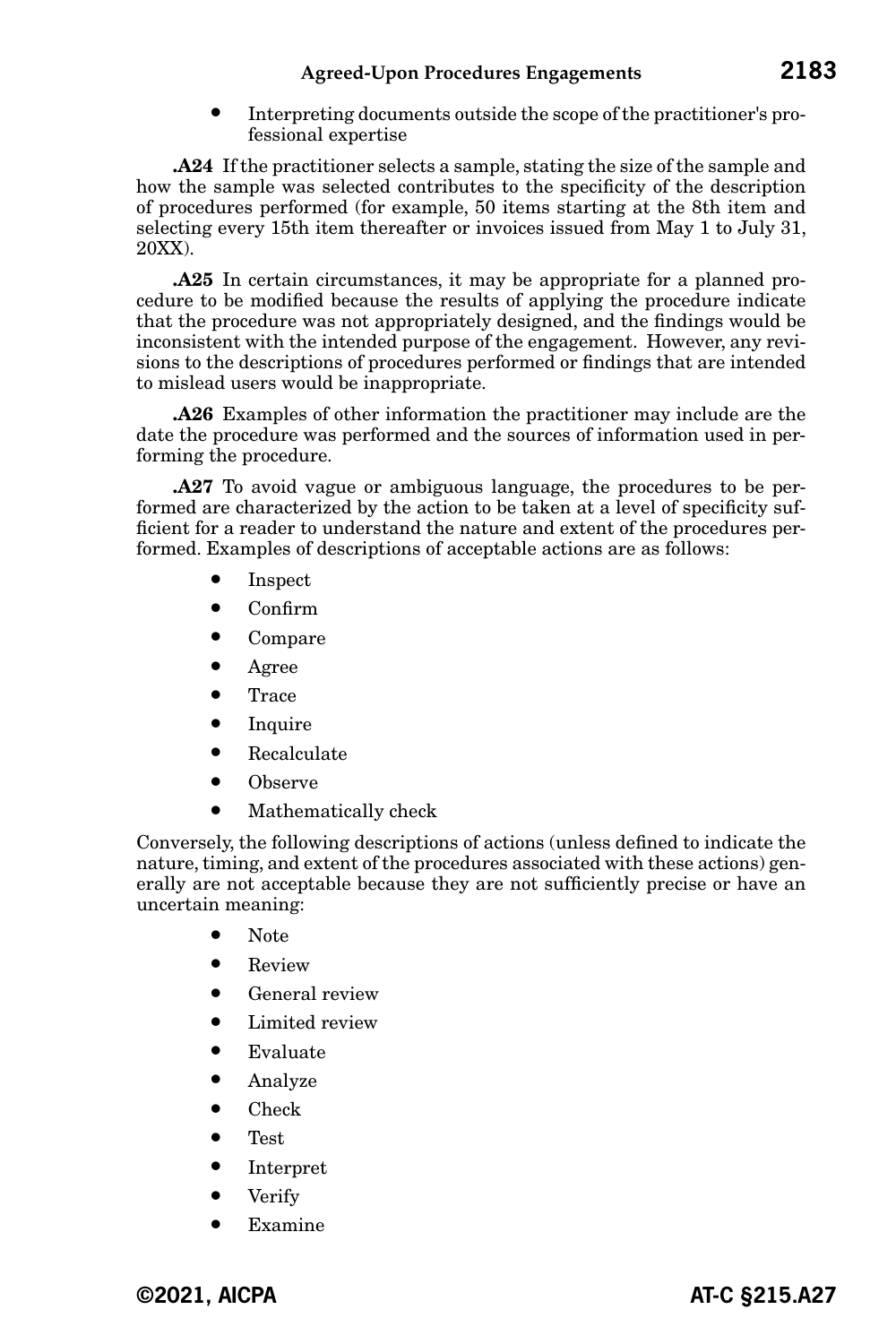- Interpreting documents outside the scope of the practitioner's professional expertise

**.A24** If the practitioner selects a sample, stating the size of the sample and how the sample was selected contributes to the specificity of the description of procedures performed (for example, 50 items starting at the 8th item and selecting every 15th item thereafter or invoices issued from May 1 to July 31, 20XX).

**.A25** In certain circumstances, it may be appropriate for a planned procedure to be modified because the results of applying the procedure indicate that the procedure was not appropriately designed, and the findings would be inconsistent with the intended purpose of the engagement. However, any revisions to the descriptions of procedures performed or findings that are intended to mislead users would be inappropriate.

**.A26** Examples of other information the practitioner may include are the date the procedure was performed and the sources of information used in performing the procedure.

**.A27** To avoid vague or ambiguous language, the procedures to be performed are characterized by the action to be taken at a level of specificity sufficient for a reader to understand the nature and extent of the procedures performed. Examples of descriptions of acceptable actions are as follows:

- Inspect
- Confirm
- Compare
- Agree
- Trace
- Inquire
- Recalculate
- Observe
- Mathematically check

Conversely, the following descriptions of actions (unless defined to indicate the nature, timing, and extent of the procedures associated with these actions) generally are not acceptable because they are not sufficiently precise or have an uncertain meaning:

- Note
- Review
- General review
- Limited review
- Evaluate
- Analyze
- Check
- Test
- Interpret
- Verify
- Examine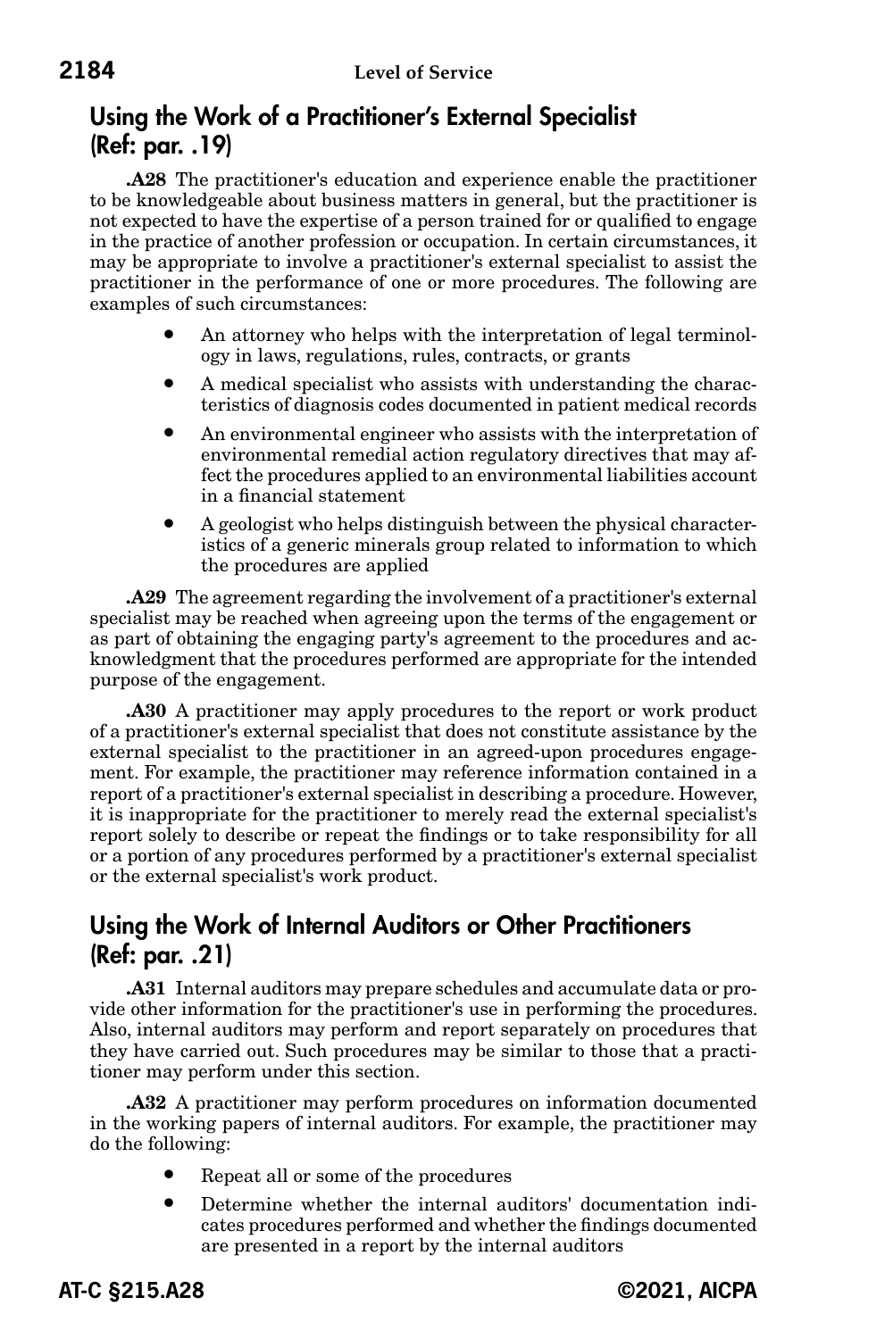## Using the Work of a Practitioner's External Specialist (Ref: par. .19)

**.A28** The practitioner's education and experience enable the practitioner to be knowledgeable about business matters in general, but the practitioner is not expected to have the expertise of a person trained for or qualified to engage in the practice of another profession or occupation. In certain circumstances, it may be appropriate to involve a practitioner's external specialist to assist the practitioner in the performance of one or more procedures. The following are examples of such circumstances:

- An attorney who helps with the interpretation of legal terminology in laws, regulations, rules, contracts, or grants
- A medical specialist who assists with understanding the characteristics of diagnosis codes documented in patient medical records
- An environmental engineer who assists with the interpretation of environmental remedial action regulatory directives that may affect the procedures applied to an environmental liabilities account in a financial statement
- A geologist who helps distinguish between the physical characteristics of a generic minerals group related to information to which the procedures are applied

**.A29** The agreement regarding the involvement of a practitioner's external specialist may be reached when agreeing upon the terms of the engagement or as part of obtaining the engaging party's agreement to the procedures and acknowledgment that the procedures performed are appropriate for the intended purpose of the engagement.

**.A30** A practitioner may apply procedures to the report or work product of a practitioner's external specialist that does not constitute assistance by the external specialist to the practitioner in an agreed-upon procedures engagement. For example, the practitioner may reference information contained in a report of a practitioner's external specialist in describing a procedure. However, it is inappropriate for the practitioner to merely read the external specialist's report solely to describe or repeat the findings or to take responsibility for all or a portion of any procedures performed by a practitioner's external specialist or the external specialist's work product.

## Using the Work of Internal Auditors or Other Practitioners (Ref: par. .21)

**.A31** Internal auditors may prepare schedules and accumulate data or provide other information for the practitioner's use in performing the procedures. Also, internal auditors may perform and report separately on procedures that they have carried out. Such procedures may be similar to those that a practitioner may perform under this section.

**.A32** A practitioner may perform procedures on information documented in the working papers of internal auditors. For example, the practitioner may do the following:

- Repeat all or some of the procedures
- Determine whether the internal auditors' documentation indicates procedures performed and whether the findings documented are presented in a report by the internal auditors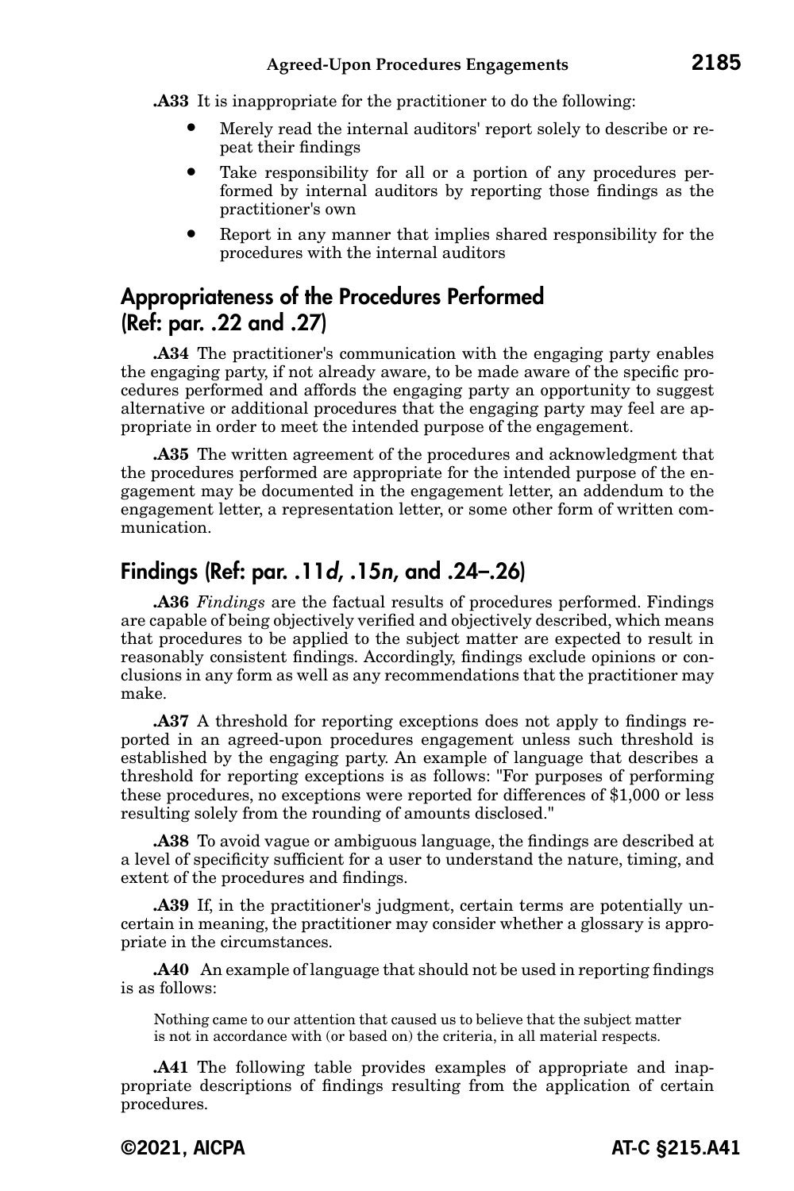**.A33** It is inappropriate for the practitioner to do the following:

- Merely read the internal auditors' report solely to describe or repeat their findings
- Take responsibility for all or a portion of any procedures performed by internal auditors by reporting those findings as the practitioner's own
- Report in any manner that implies shared responsibility for the procedures with the internal auditors

## Appropriateness of the Procedures Performed (Ref: par. .22 and .27)

**.A34** The practitioner's communication with the engaging party enables the engaging party, if not already aware, to be made aware of the specific procedures performed and affords the engaging party an opportunity to suggest alternative or additional procedures that the engaging party may feel are appropriate in order to meet the intended purpose of the engagement.

**.A35** The written agreement of the procedures and acknowledgment that the procedures performed are appropriate for the intended purpose of the engagement may be documented in the engagement letter, an addendum to the engagement letter, a representation letter, or some other form of written communication.

## Findings (Ref: par. .11*d*, .15*n*, and .24–.26)

**.A36** *Findings* are the factual results of procedures performed. Findings are capable of being objectively verified and objectively described, which means that procedures to be applied to the subject matter are expected to result in reasonably consistent findings. Accordingly, findings exclude opinions or conclusions in any form as well as any recommendations that the practitioner may make.

**.A37** A threshold for reporting exceptions does not apply to findings reported in an agreed-upon procedures engagement unless such threshold is established by the engaging party. An example of language that describes a threshold for reporting exceptions is as follows: "For purposes of performing these procedures, no exceptions were reported for differences of $1,000 or less resulting solely from the rounding of amounts disclosed."

**.A38** To avoid vague or ambiguous language, the findings are described at a level of specificity sufficient for a user to understand the nature, timing, and extent of the procedures and findings.

**.A39** If, in the practitioner's judgment, certain terms are potentially uncertain in meaning, the practitioner may consider whether a glossary is appropriate in the circumstances.

**.A40** An example of language that should not be used in reporting findings is as follows:

> Nothing came to our attention that caused us to believe that the subject matter is not in accordance with (or based on) the criteria, in all material respects.

**.A41** The following table provides examples of appropriate and inappropriate descriptions of findings resulting from the application of certain procedures.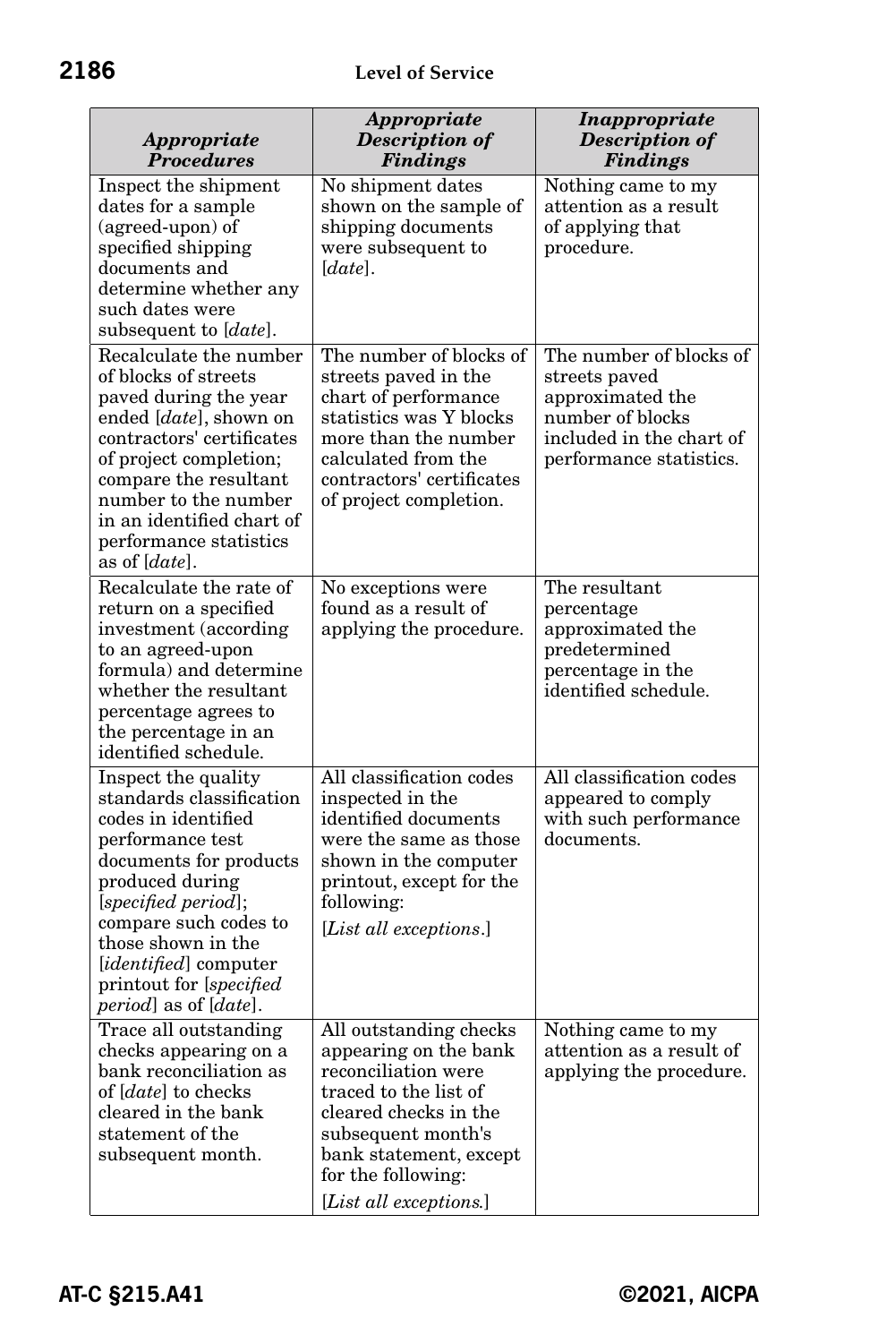| *Appropriate Procedures* | *Appropriate Description of Findings* | *Inappropriate Description of Findings* |
|---|---|---|
| Inspect the shipment dates for a sample (agreed-upon) of specified shipping documents and determine whether any such dates were subsequent to [*date*]. | No shipment dates shown on the sample of shipping documents were subsequent to [*date*]. | Nothing came to my attention as a result of applying that procedure. |
| Recalculate the number of blocks of streets paved during the year ended [*date*], shown on contractors' certificates of project completion; compare the resultant number to the number in an identified chart of performance statistics as of [*date*]. | The number of blocks of streets paved in the chart of performance statistics was Y blocks more than the number calculated from the contractors' certificates of project completion. | The number of blocks of streets paved approximated the number of blocks included in the chart of performance statistics. |
| Recalculate the rate of return on a specified investment (according to an agreed-upon formula) and determine whether the resultant percentage agrees to the percentage in an identified schedule. | No exceptions were found as a result of applying the procedure. | The resultant percentage approximated the predetermined percentage in the identified schedule. |
| Inspect the quality standards classification codes in identified performance test documents for products produced during [*specified period*]; compare such codes to those shown in the [*identified*] computer printout for [*specified period*] as of [*date*]. | All classification codes inspected in the identified documents were the same as those shown in the computer printout, except for the following: [*List all exceptions*.] | All classification codes appeared to comply with such performance documents. |
| Trace all outstanding checks appearing on a bank reconciliation as of [*date*] to checks cleared in the bank statement of the subsequent month. | All outstanding checks appearing on the bank reconciliation were traced to the list of cleared checks in the subsequent month's bank statement, except for the following: [*List all exceptions.*] | Nothing came to my attention as a result of applying the procedure. |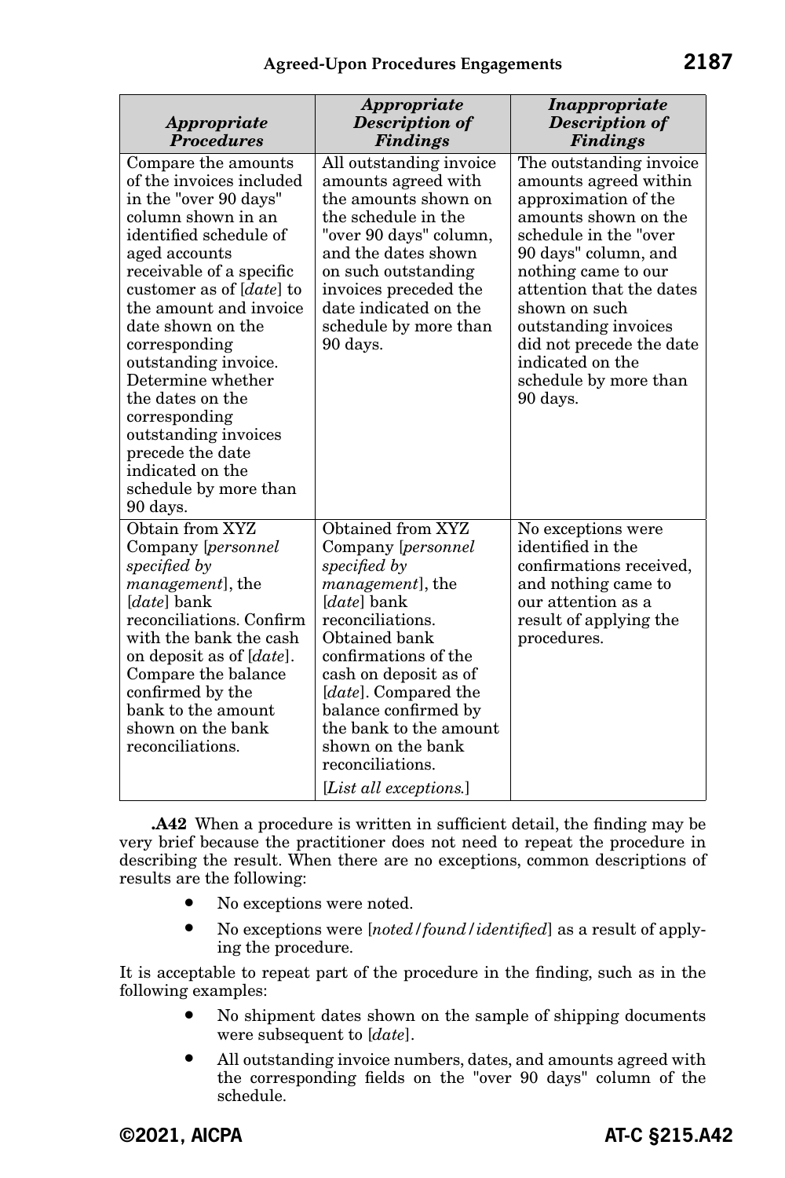| *Appropriate Procedures* | *Appropriate Description of Findings* | *Inappropriate Description of Findings* |
|---|---|---|
| Compare the amounts of the invoices included in the "over 90 days" column shown in an identified schedule of aged accounts receivable of a specific customer as of [*date*] to the amount and invoice date shown on the corresponding outstanding invoice. Determine whether the dates on the corresponding outstanding invoices precede the date indicated on the schedule by more than 90 days. | All outstanding invoice amounts agreed with the amounts shown on the schedule in the "over 90 days" column, and the dates shown on such outstanding invoices preceded the date indicated on the schedule by more than 90 days. | The outstanding invoice amounts agreed within approximation of the amounts shown on the schedule in the "over 90 days" column, and nothing came to our attention that the dates shown on such outstanding invoices did not precede the date indicated on the schedule by more than 90 days. |
| Obtain from XYZ Company [*personnel specified by management*], the [*date*] bank reconciliations. Confirm with the bank the cash on deposit as of [*date*]. Compare the balance confirmed by the bank to the amount shown on the bank reconciliations. | Obtained from XYZ Company [*personnel specified by management*], the [*date*] bank reconciliations. Obtained bank confirmations of the cash on deposit as of [*date*]. Compared the balance confirmed by the bank to the amount shown on the bank reconciliations. [*List all exceptions.*] | No exceptions were identified in the confirmations received, and nothing came to our attention as a result of applying the procedures. |

**.A42** When a procedure is written in sufficient detail, the finding may be very brief because the practitioner does not need to repeat the procedure in describing the result. When there are no exceptions, common descriptions of results are the following:

- No exceptions were noted.
- No exceptions were [*noted*/*found*/*identified*] as a result of applying the procedure.

It is acceptable to repeat part of the procedure in the finding, such as in the following examples:

- No shipment dates shown on the sample of shipping documents were subsequent to [*date*].
- All outstanding invoice numbers, dates, and amounts agreed with the corresponding fields on the "over 90 days" column of the schedule.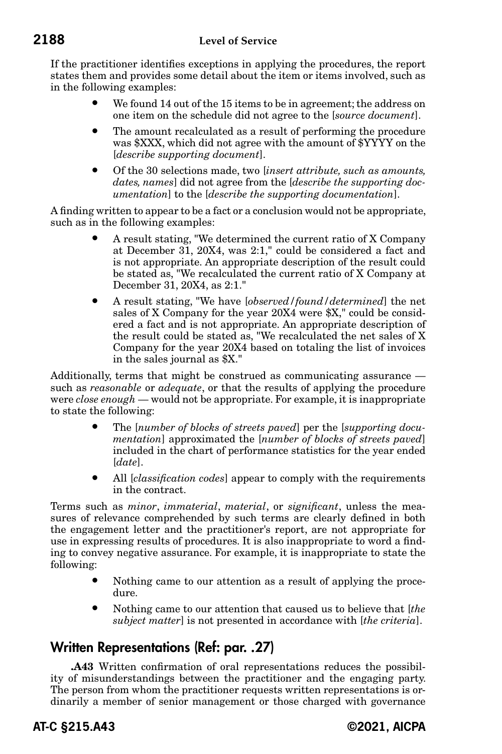If the practitioner identifies exceptions in applying the procedures, the report states them and provides some detail about the item or items involved, such as in the following examples:

- We found 14 out of the 15 items to be in agreement; the address on one item on the schedule did not agree to the [*source document*].
- The amount recalculated as a result of performing the procedure was $XXX, which did not agree with the amount of $YYYY on the [*describe supporting document*].
- Of the 30 selections made, two [*insert attribute, such as amounts, dates, names*] did not agree from the [*describe the supporting documentation*] to the [*describe the supporting documentation*].

A finding written to appear to be a fact or a conclusion would not be appropriate, such as in the following examples:

- A result stating, "We determined the current ratio of X Company at December 31, 20X4, was 2:1," could be considered a fact and is not appropriate. An appropriate description of the result could be stated as, "We recalculated the current ratio of X Company at December 31, 20X4, as 2:1."
- A result stating, "We have [*observed/found/determined*] the net sales of X Company for the year 20X4 were $X," could be considered a fact and is not appropriate. An appropriate description of the result could be stated as, "We recalculated the net sales of X Company for the year 20X4 based on totaling the list of invoices in the sales journal as $X."

Additionally, terms that might be construed as communicating assurance — such as *reasonable* or *adequate*, or that the results of applying the procedure were *close enough* — would not be appropriate. For example, it is inappropriate to state the following:

- The [*number of blocks of streets paved*] per the [*supporting documentation*] approximated the [*number of blocks of streets paved*] included in the chart of performance statistics for the year ended [*date*].
- All [*classification codes*] appear to comply with the requirements in the contract.

Terms such as *minor*, *immaterial*, *material*, or *significant*, unless the measures of relevance comprehended by such terms are clearly defined in both the engagement letter and the practitioner's report, are not appropriate for use in expressing results of procedures. It is also inappropriate to word a finding to convey negative assurance. For example, it is inappropriate to state the following:

- Nothing came to our attention as a result of applying the procedure.
- Nothing came to our attention that caused us to believe that [*the subject matter*] is not presented in accordance with [*the criteria*].

## Written Representations (Ref: par. .27)

**.A43** Written confirmation of oral representations reduces the possibility of misunderstandings between the practitioner and the engaging party. The person from whom the practitioner requests written representations is ordinarily a member of senior management or those charged with governance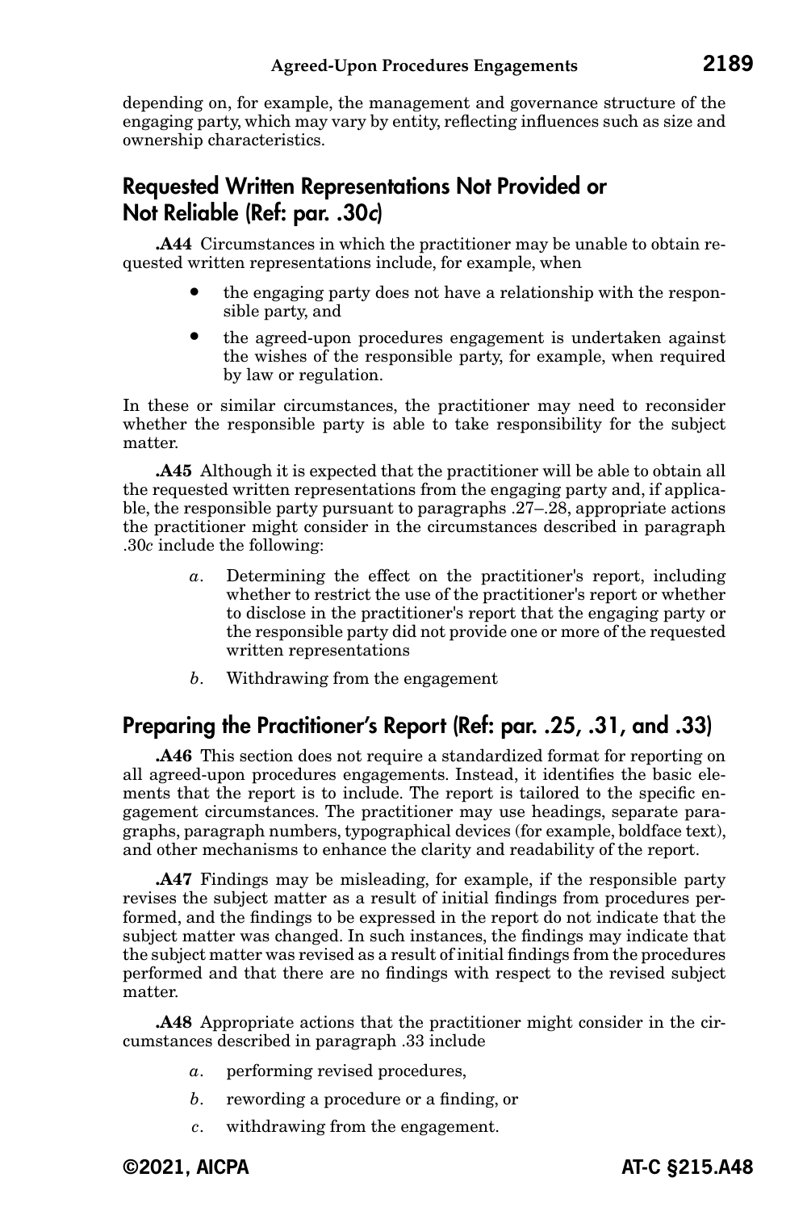depending on, for example, the management and governance structure of the engaging party, which may vary by entity, reflecting influences such as size and ownership characteristics.

## Requested Written Representations Not Provided or Not Reliable (Ref: par. .30*c*)

**.A44** Circumstances in which the practitioner may be unable to obtain requested written representations include, for example, when

- the engaging party does not have a relationship with the responsible party, and
- the agreed-upon procedures engagement is undertaken against the wishes of the responsible party, for example, when required by law or regulation.

In these or similar circumstances, the practitioner may need to reconsider whether the responsible party is able to take responsibility for the subject matter.

**.A45** Although it is expected that the practitioner will be able to obtain all the requested written representations from the engaging party and, if applicable, the responsible party pursuant to paragraphs .27–.28, appropriate actions the practitioner might consider in the circumstances described in paragraph .30*c* include the following:

*a*. Determining the effect on the practitioner's report, including whether to restrict the use of the practitioner's report or whether to disclose in the practitioner's report that the engaging party or the responsible party did not provide one or more of the requested written representations

*b*. Withdrawing from the engagement

## Preparing the Practitioner's Report (Ref: par. .25, .31, and .33)

**.A46** This section does not require a standardized format for reporting on all agreed-upon procedures engagements. Instead, it identifies the basic elements that the report is to include. The report is tailored to the specific engagement circumstances. The practitioner may use headings, separate paragraphs, paragraph numbers, typographical devices (for example, boldface text), and other mechanisms to enhance the clarity and readability of the report.

**.A47** Findings may be misleading, for example, if the responsible party revises the subject matter as a result of initial findings from procedures performed, and the findings to be expressed in the report do not indicate that the subject matter was changed. In such instances, the findings may indicate that the subject matter was revised as a result of initial findings from the procedures performed and that there are no findings with respect to the revised subject matter.

**.A48** Appropriate actions that the practitioner might consider in the circumstances described in paragraph .33 include

*a*. performing revised procedures,

*b*. rewording a procedure or a finding, or

*c*. withdrawing from the engagement.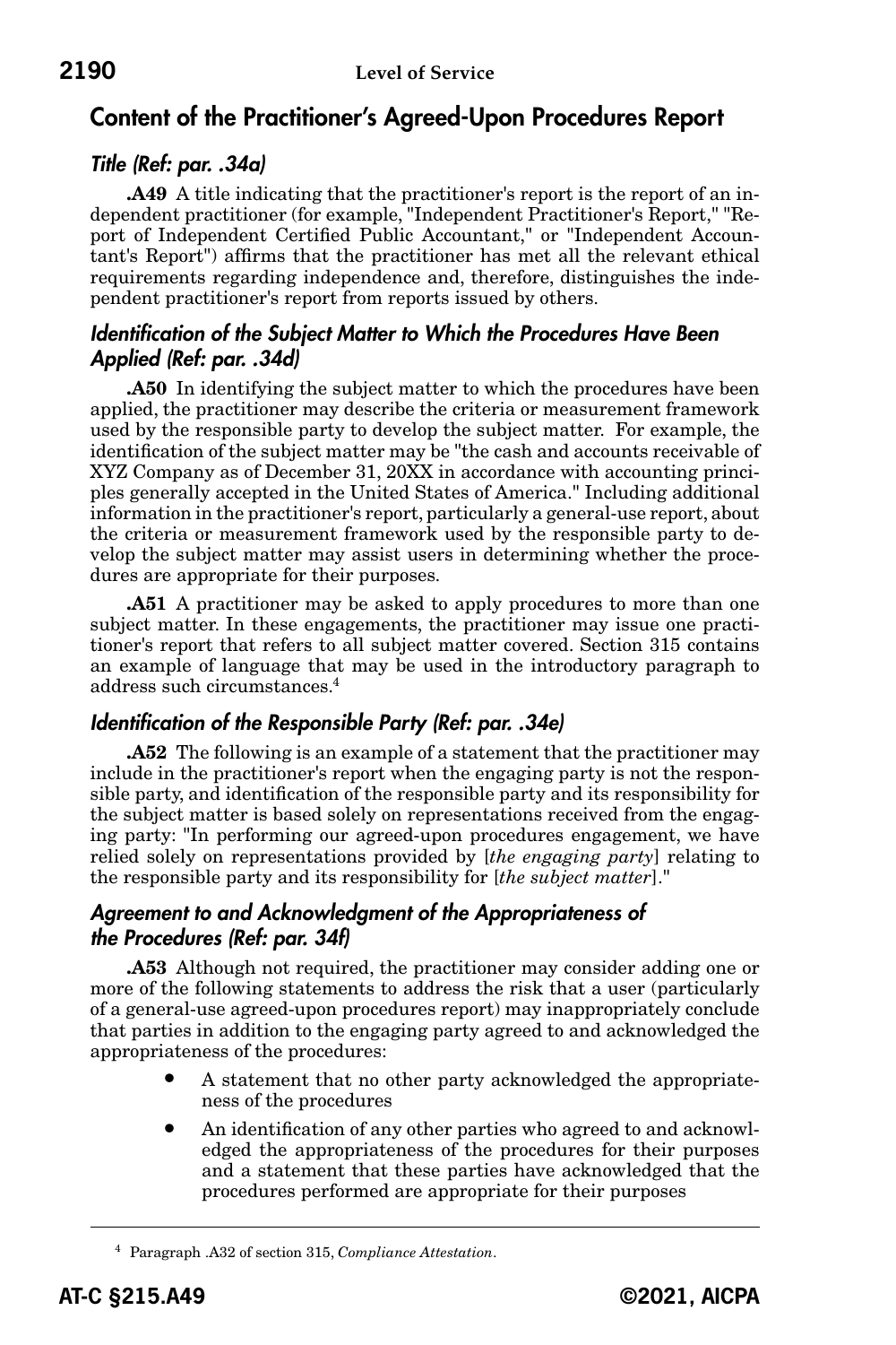## Content of the Practitioner's Agreed-Upon Procedures Report

### *Title (Ref: par. .34a)*

**.A49** A title indicating that the practitioner's report is the report of an independent practitioner (for example, "Independent Practitioner's Report," "Report of Independent Certified Public Accountant," or "Independent Accountant's Report") affirms that the practitioner has met all the relevant ethical requirements regarding independence and, therefore, distinguishes the independent practitioner's report from reports issued by others.

### *Identification of the Subject Matter to Which the Procedures Have Been Applied (Ref: par. .34d)*

**.A50** In identifying the subject matter to which the procedures have been applied, the practitioner may describe the criteria or measurement framework used by the responsible party to develop the subject matter. For example, the identification of the subject matter may be "the cash and accounts receivable of XYZ Company as of December 31, 20XX in accordance with accounting principles generally accepted in the United States of America." Including additional information in the practitioner's report, particularly a general-use report, about the criteria or measurement framework used by the responsible party to develop the subject matter may assist users in determining whether the procedures are appropriate for their purposes.

**.A51** A practitioner may be asked to apply procedures to more than one subject matter. In these engagements, the practitioner may issue one practitioner's report that refers to all subject matter covered. Section 315 contains an example of language that may be used in the introductory paragraph to address such circumstances.[4]

### *Identification of the Responsible Party (Ref: par. .34e)*

**.A52** The following is an example of a statement that the practitioner may include in the practitioner's report when the engaging party is not the responsible party, and identification of the responsible party and its responsibility for the subject matter is based solely on representations received from the engaging party: "In performing our agreed-upon procedures engagement, we have relied solely on representations provided by [*the engaging party*] relating to the responsible party and its responsibility for [*the subject matter*]."

### *Agreement to and Acknowledgment of the Appropriateness of the Procedures (Ref: par. 34f)*

**.A53** Although not required, the practitioner may consider adding one or more of the following statements to address the risk that a user (particularly of a general-use agreed-upon procedures report) may inappropriately conclude that parties in addition to the engaging party agreed to and acknowledged the appropriateness of the procedures:

- A statement that no other party acknowledged the appropriateness of the procedures
- An identification of any other parties who agreed to and acknowledged the appropriateness of the procedures for their purposes and a statement that these parties have acknowledged that the procedures performed are appropriate for their purposes

---

[4] Paragraph .A32 of section 315, *Compliance Attestation*.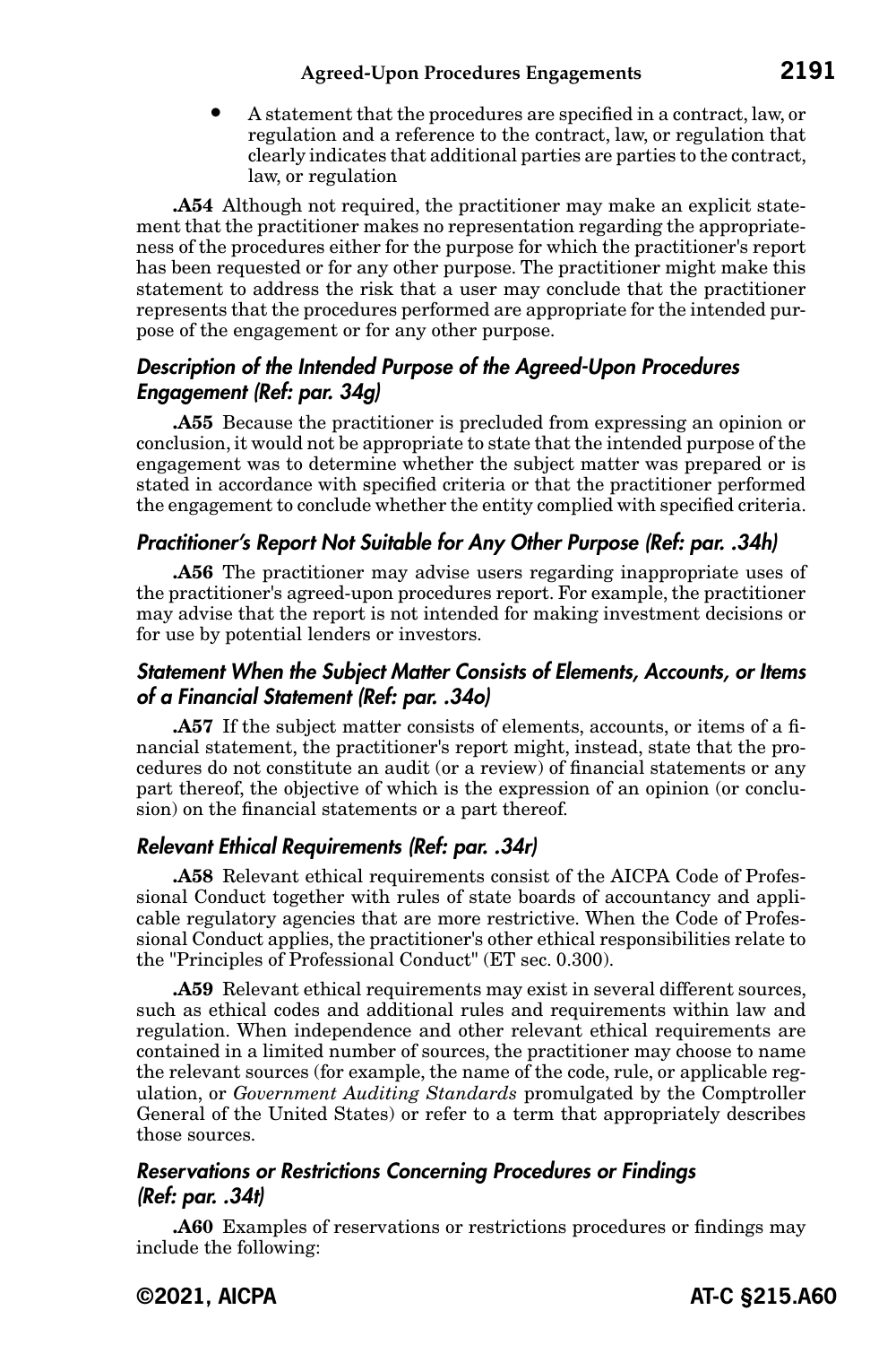- A statement that the procedures are specified in a contract, law, or regulation and a reference to the contract, law, or regulation that clearly indicates that additional parties are parties to the contract, law, or regulation

**.A54** Although not required, the practitioner may make an explicit statement that the practitioner makes no representation regarding the appropriateness of the procedures either for the purpose for which the practitioner's report has been requested or for any other purpose. The practitioner might make this statement to address the risk that a user may conclude that the practitioner represents that the procedures performed are appropriate for the intended purpose of the engagement or for any other purpose.

### *Description of the Intended Purpose of the Agreed-Upon Procedures Engagement (Ref: par. 34g)*

**.A55** Because the practitioner is precluded from expressing an opinion or conclusion, it would not be appropriate to state that the intended purpose of the engagement was to determine whether the subject matter was prepared or is stated in accordance with specified criteria or that the practitioner performed the engagement to conclude whether the entity complied with specified criteria.

### *Practitioner's Report Not Suitable for Any Other Purpose (Ref: par. .34h)*

**.A56** The practitioner may advise users regarding inappropriate uses of the practitioner's agreed-upon procedures report. For example, the practitioner may advise that the report is not intended for making investment decisions or for use by potential lenders or investors.

### *Statement When the Subject Matter Consists of Elements, Accounts, or Items of a Financial Statement (Ref: par. .34o)*

**.A57** If the subject matter consists of elements, accounts, or items of a financial statement, the practitioner's report might, instead, state that the procedures do not constitute an audit (or a review) of financial statements or any part thereof, the objective of which is the expression of an opinion (or conclusion) on the financial statements or a part thereof.

### *Relevant Ethical Requirements (Ref: par. .34r)*

**.A58** Relevant ethical requirements consist of the AICPA Code of Professional Conduct together with rules of state boards of accountancy and applicable regulatory agencies that are more restrictive. When the Code of Professional Conduct applies, the practitioner's other ethical responsibilities relate to the "Principles of Professional Conduct" (ET sec. 0.300).

**.A59** Relevant ethical requirements may exist in several different sources, such as ethical codes and additional rules and requirements within law and regulation. When independence and other relevant ethical requirements are contained in a limited number of sources, the practitioner may choose to name the relevant sources (for example, the name of the code, rule, or applicable regulation, or *Government Auditing Standards* promulgated by the Comptroller General of the United States) or refer to a term that appropriately describes those sources.

### *Reservations or Restrictions Concerning Procedures or Findings (Ref: par. .34t)*

**.A60** Examples of reservations or restrictions procedures or findings may include the following: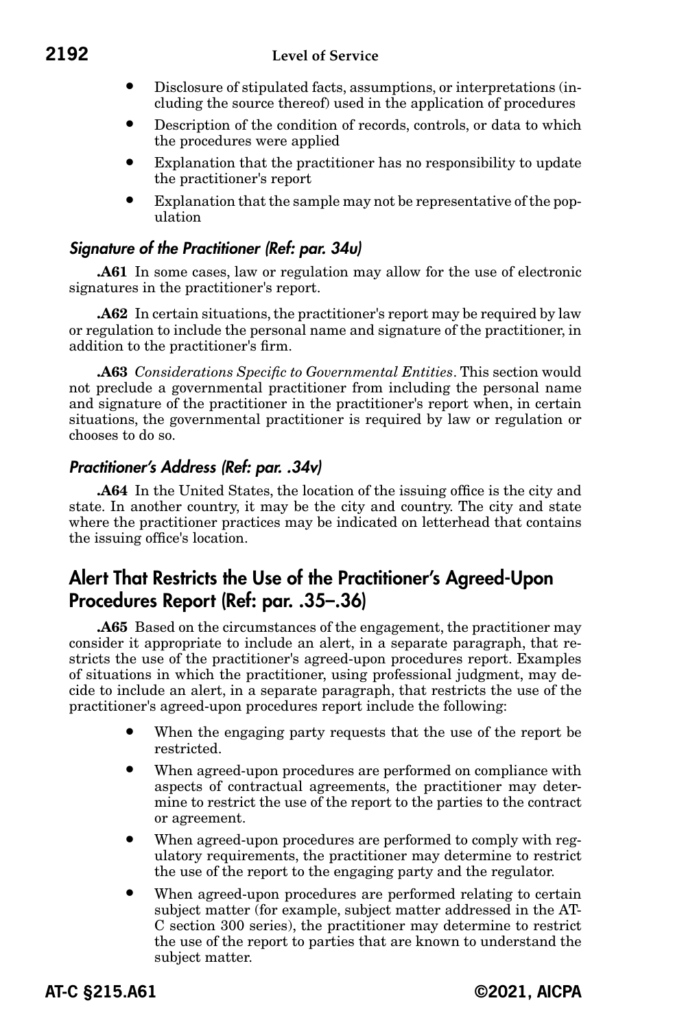- Disclosure of stipulated facts, assumptions, or interpretations (including the source thereof) used in the application of procedures
- Description of the condition of records, controls, or data to which the procedures were applied
- Explanation that the practitioner has no responsibility to update the practitioner's report
- Explanation that the sample may not be representative of the population

### *Signature of the Practitioner (Ref: par. 34u)*

**.A61** In some cases, law or regulation may allow for the use of electronic signatures in the practitioner's report.

**.A62** In certain situations, the practitioner's report may be required by law or regulation to include the personal name and signature of the practitioner, in addition to the practitioner's firm.

**.A63** *Considerations Specific to Governmental Entities*. This section would not preclude a governmental practitioner from including the personal name and signature of the practitioner in the practitioner's report when, in certain situations, the governmental practitioner is required by law or regulation or chooses to do so.

### *Practitioner's Address (Ref: par. .34v)*

**.A64** In the United States, the location of the issuing office is the city and state. In another country, it may be the city and country. The city and state where the practitioner practices may be indicated on letterhead that contains the issuing office's location.

## Alert That Restricts the Use of the Practitioner's Agreed-Upon Procedures Report (Ref: par. .35–.36)

**.A65** Based on the circumstances of the engagement, the practitioner may consider it appropriate to include an alert, in a separate paragraph, that restricts the use of the practitioner's agreed-upon procedures report. Examples of situations in which the practitioner, using professional judgment, may decide to include an alert, in a separate paragraph, that restricts the use of the practitioner's agreed-upon procedures report include the following:

- When the engaging party requests that the use of the report be restricted.
- When agreed-upon procedures are performed on compliance with aspects of contractual agreements, the practitioner may determine to restrict the use of the report to the parties to the contract or agreement.
- When agreed-upon procedures are performed to comply with regulatory requirements, the practitioner may determine to restrict the use of the report to the engaging party and the regulator.
- When agreed-upon procedures are performed relating to certain subject matter (for example, subject matter addressed in the AT-C section 300 series), the practitioner may determine to restrict the use of the report to parties that are known to understand the subject matter.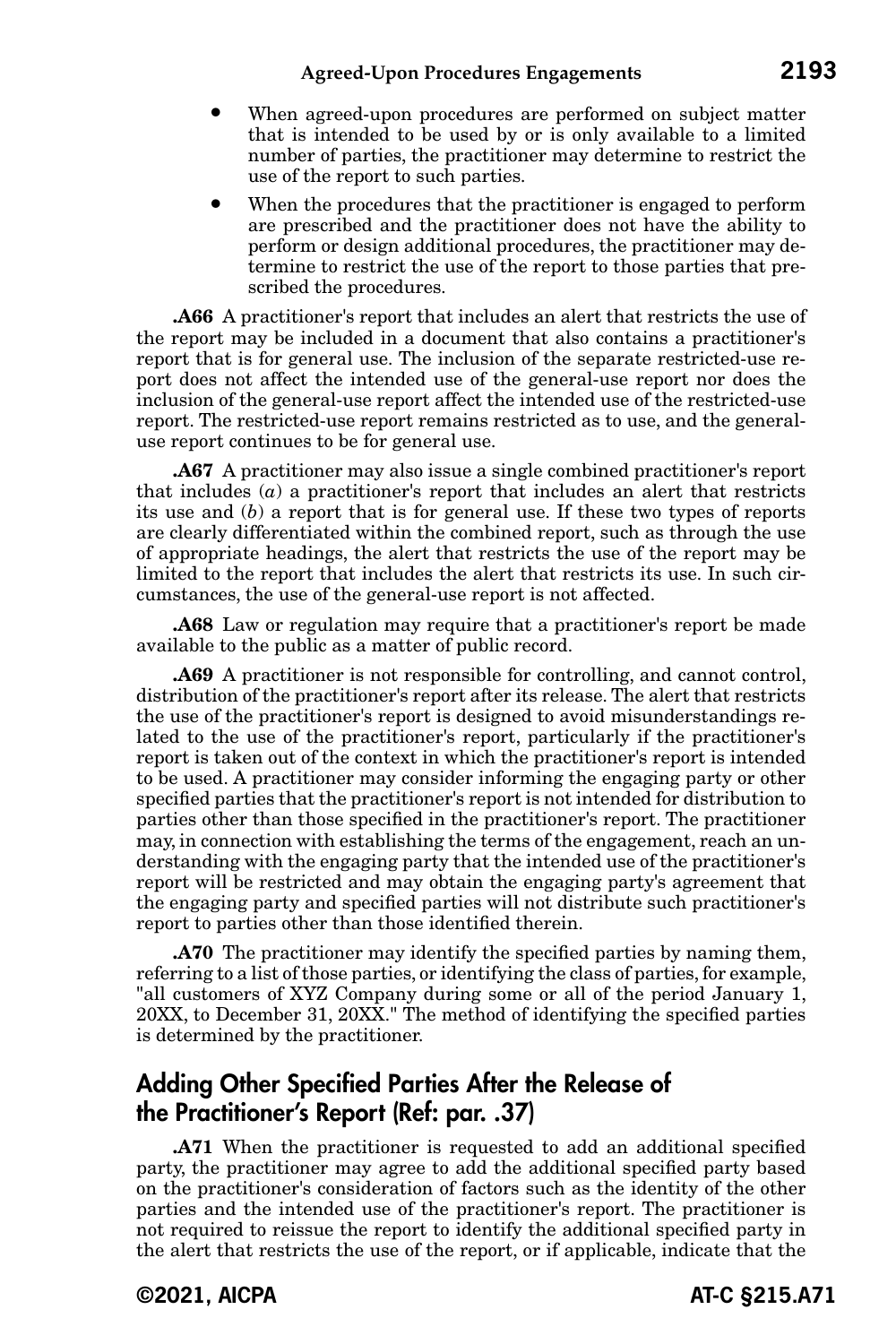- When agreed-upon procedures are performed on subject matter that is intended to be used by or is only available to a limited number of parties, the practitioner may determine to restrict the use of the report to such parties.
- When the procedures that the practitioner is engaged to perform are prescribed and the practitioner does not have the ability to perform or design additional procedures, the practitioner may determine to restrict the use of the report to those parties that prescribed the procedures.

**.A66** A practitioner's report that includes an alert that restricts the use of the report may be included in a document that also contains a practitioner's report that is for general use. The inclusion of the separate restricted-use report does not affect the intended use of the general-use report nor does the inclusion of the general-use report affect the intended use of the restricted-use report. The restricted-use report remains restricted as to use, and the general-use report continues to be for general use.

**.A67** A practitioner may also issue a single combined practitioner's report that includes (*a*) a practitioner's report that includes an alert that restricts its use and (*b*) a report that is for general use. If these two types of reports are clearly differentiated within the combined report, such as through the use of appropriate headings, the alert that restricts the use of the report may be limited to the report that includes the alert that restricts its use. In such circumstances, the use of the general-use report is not affected.

**.A68** Law or regulation may require that a practitioner's report be made available to the public as a matter of public record.

**.A69** A practitioner is not responsible for controlling, and cannot control, distribution of the practitioner's report after its release. The alert that restricts the use of the practitioner's report is designed to avoid misunderstandings related to the use of the practitioner's report, particularly if the practitioner's report is taken out of the context in which the practitioner's report is intended to be used. A practitioner may consider informing the engaging party or other specified parties that the practitioner's report is not intended for distribution to parties other than those specified in the practitioner's report. The practitioner may, in connection with establishing the terms of the engagement, reach an understanding with the engaging party that the intended use of the practitioner's report will be restricted and may obtain the engaging party's agreement that the engaging party and specified parties will not distribute such practitioner's report to parties other than those identified therein.

**.A70** The practitioner may identify the specified parties by naming them, referring to a list of those parties, or identifying the class of parties, for example, "all customers of XYZ Company during some or all of the period January 1, 20XX, to December 31, 20XX." The method of identifying the specified parties is determined by the practitioner.

## Adding Other Specified Parties After the Release of the Practitioner's Report (Ref: par. .37)

**.A71** When the practitioner is requested to add an additional specified party, the practitioner may agree to add the additional specified party based on the practitioner's consideration of factors such as the identity of the other parties and the intended use of the practitioner's report. The practitioner is not required to reissue the report to identify the additional specified party in the alert that restricts the use of the report, or if applicable, indicate that the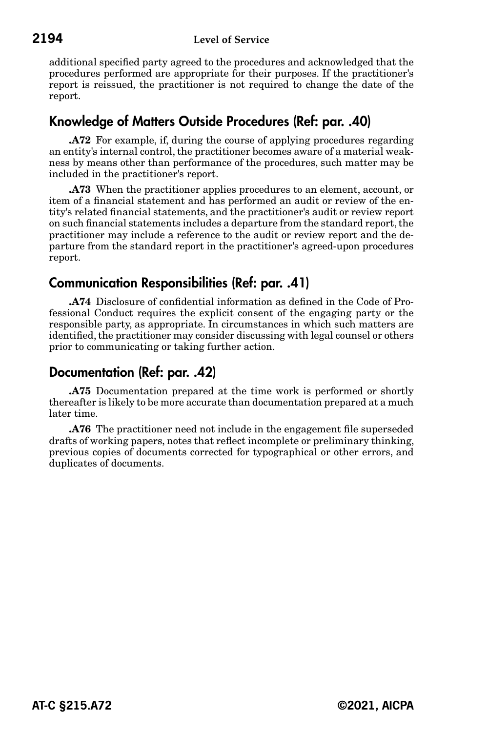additional specified party agreed to the procedures and acknowledged that the procedures performed are appropriate for their purposes. If the practitioner's report is reissued, the practitioner is not required to change the date of the report.

## Knowledge of Matters Outside Procedures (Ref: par. .40)

**.A72** For example, if, during the course of applying procedures regarding an entity's internal control, the practitioner becomes aware of a material weakness by means other than performance of the procedures, such matter may be included in the practitioner's report.

**.A73** When the practitioner applies procedures to an element, account, or item of a financial statement and has performed an audit or review of the entity's related financial statements, and the practitioner's audit or review report on such financial statements includes a departure from the standard report, the practitioner may include a reference to the audit or review report and the departure from the standard report in the practitioner's agreed-upon procedures report.

## Communication Responsibilities (Ref: par. .41)

**.A74** Disclosure of confidential information as defined in the Code of Professional Conduct requires the explicit consent of the engaging party or the responsible party, as appropriate. In circumstances in which such matters are identified, the practitioner may consider discussing with legal counsel or others prior to communicating or taking further action.

## Documentation (Ref: par. .42)

**.A75** Documentation prepared at the time work is performed or shortly thereafter is likely to be more accurate than documentation prepared at a much later time.

**.A76** The practitioner need not include in the engagement file superseded drafts of working papers, notes that reflect incomplete or preliminary thinking, previous copies of documents corrected for typographical or other errors, and duplicates of documents.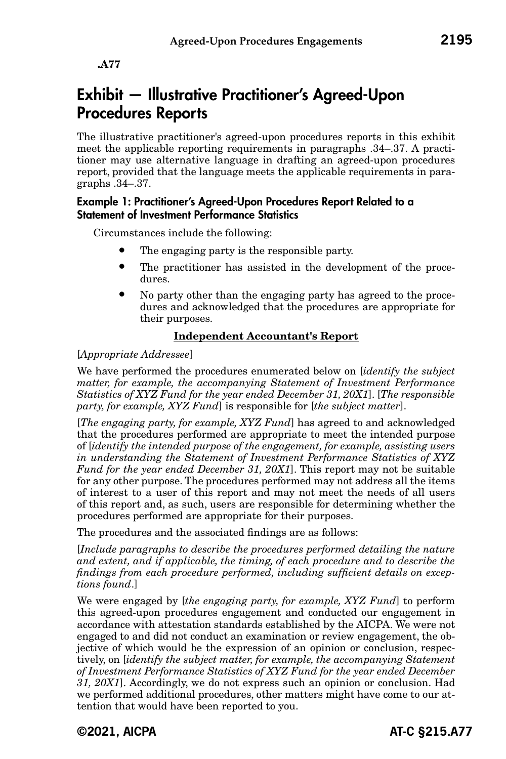**.A77**

# Exhibit — Illustrative Practitioner's Agreed-Upon Procedures Reports

The illustrative practitioner's agreed-upon procedures reports in this exhibit meet the applicable reporting requirements in paragraphs .34–.37. A practitioner may use alternative language in drafting an agreed-upon procedures report, provided that the language meets the applicable requirements in paragraphs .34–.37.

### Example 1: Practitioner's Agreed-Upon Procedures Report Related to a Statement of Investment Performance Statistics

Circumstances include the following:

- The engaging party is the responsible party.
- The practitioner has assisted in the development of the procedures.
- No party other than the engaging party has agreed to the procedures and acknowledged that the procedures are appropriate for their purposes.

**Independent Accountant's Report**

[*Appropriate Addressee*]

We have performed the procedures enumerated below on [*identify the subject matter, for example, the accompanying Statement of Investment Performance Statistics of XYZ Fund for the year ended December 31, 20X1*]. [*The responsible party, for example, XYZ Fund*] is responsible for [*the subject matter*].

[*The engaging party, for example, XYZ Fund*] has agreed to and acknowledged that the procedures performed are appropriate to meet the intended purpose of [*identify the intended purpose of the engagement, for example, assisting users in understanding the Statement of Investment Performance Statistics of XYZ Fund for the year ended December 31, 20X1*]. This report may not be suitable for any other purpose. The procedures performed may not address all the items of interest to a user of this report and may not meet the needs of all users of this report and, as such, users are responsible for determining whether the procedures performed are appropriate for their purposes.

The procedures and the associated findings are as follows:

[*Include paragraphs to describe the procedures performed detailing the nature and extent, and if applicable, the timing, of each procedure and to describe the findings from each procedure performed, including sufficient details on exceptions found.*]

We were engaged by [*the engaging party, for example, XYZ Fund*] to perform this agreed-upon procedures engagement and conducted our engagement in accordance with attestation standards established by the AICPA. We were not engaged to and did not conduct an examination or review engagement, the objective of which would be the expression of an opinion or conclusion, respectively, on [*identify the subject matter, for example, the accompanying Statement of Investment Performance Statistics of XYZ Fund for the year ended December 31, 20X1*]. Accordingly, we do not express such an opinion or conclusion. Had we performed additional procedures, other matters might have come to our attention that would have been reported to you.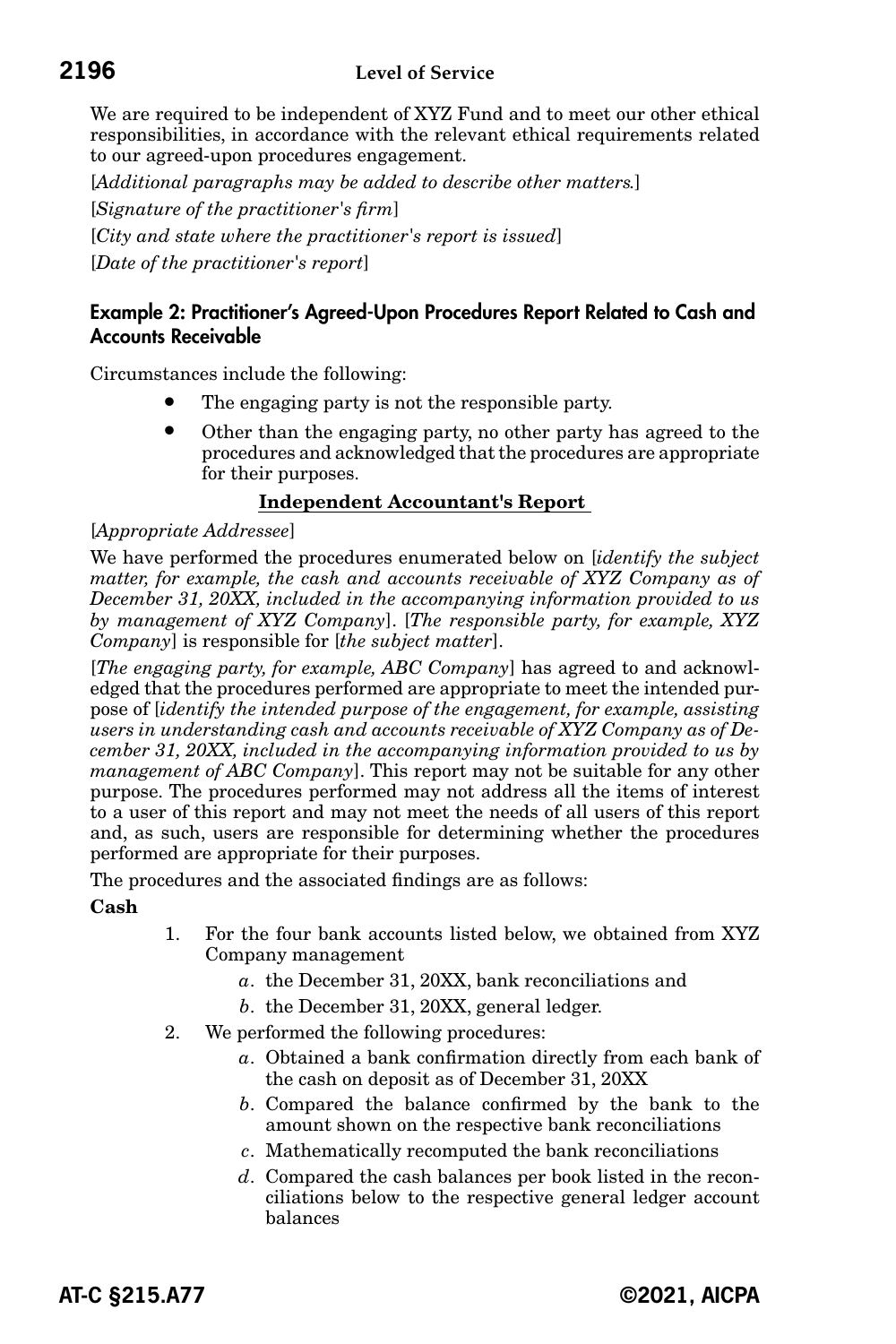We are required to be independent of XYZ Fund and to meet our other ethical responsibilities, in accordance with the relevant ethical requirements related to our agreed-upon procedures engagement.

[*Additional paragraphs may be added to describe other matters.*]

[*Signature of the practitioner's firm*]

[*City and state where the practitioner's report is issued*]

[*Date of the practitioner's report*]

### Example 2: Practitioner's Agreed-Upon Procedures Report Related to Cash and Accounts Receivable

Circumstances include the following:

- The engaging party is not the responsible party.
- Other than the engaging party, no other party has agreed to the procedures and acknowledged that the procedures are appropriate for their purposes.

**Independent Accountant's Report**

[*Appropriate Addressee*]

We have performed the procedures enumerated below on [*identify the subject matter, for example, the cash and accounts receivable of XYZ Company as of December 31, 20XX, included in the accompanying information provided to us by management of XYZ Company*]. [*The responsible party, for example, XYZ Company*] is responsible for [*the subject matter*].

[*The engaging party, for example, ABC Company*] has agreed to and acknowledged that the procedures performed are appropriate to meet the intended purpose of [*identify the intended purpose of the engagement, for example, assisting users in understanding cash and accounts receivable of XYZ Company as of December 31, 20XX, included in the accompanying information provided to us by management of ABC Company*]. This report may not be suitable for any other purpose. The procedures performed may not address all the items of interest to a user of this report and may not meet the needs of all users of this report and, as such, users are responsible for determining whether the procedures performed are appropriate for their purposes.

The procedures and the associated findings are as follows:

**Cash**

1. For the four bank accounts listed below, we obtained from XYZ Company management
   *a*. the December 31, 20XX, bank reconciliations and
   *b*. the December 31, 20XX, general ledger.
2. We performed the following procedures:
   *a*. Obtained a bank confirmation directly from each bank of the cash on deposit as of December 31, 20XX
   *b*. Compared the balance confirmed by the bank to the amount shown on the respective bank reconciliations
   *c*. Mathematically recomputed the bank reconciliations
   *d*. Compared the cash balances per book listed in the reconciliations below to the respective general ledger account balances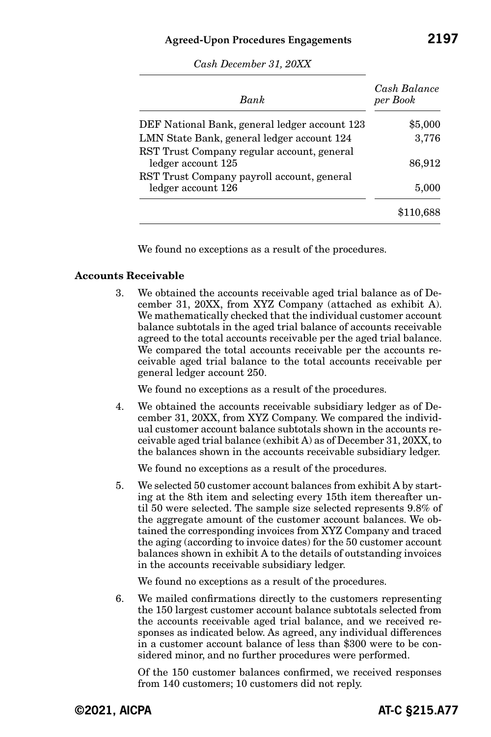*Cash December 31, 20XX*

| *Bank* | *Cash Balance per Book* |
|---|---|
| DEF National Bank, general ledger account 123 | $5,000 |
| LMN State Bank, general ledger account 124 | 3,776 |
| RST Trust Company regular account, general ledger account 125 | 86,912 |
| RST Trust Company payroll account, general ledger account 126 | 5,000 |
| | $110,688 |

We found no exceptions as a result of the procedures.

**Accounts Receivable**

3. We obtained the accounts receivable aged trial balance as of December 31, 20XX, from XYZ Company (attached as exhibit A). We mathematically checked that the individual customer account balance subtotals in the aged trial balance of accounts receivable agreed to the total accounts receivable per the aged trial balance. We compared the total accounts receivable per the accounts receivable aged trial balance to the total accounts receivable per general ledger account 250.

   We found no exceptions as a result of the procedures.

4. We obtained the accounts receivable subsidiary ledger as of December 31, 20XX, from XYZ Company. We compared the individual customer account balance subtotals shown in the accounts receivable aged trial balance (exhibit A) as of December 31, 20XX, to the balances shown in the accounts receivable subsidiary ledger.

   We found no exceptions as a result of the procedures.

5. We selected 50 customer account balances from exhibit A by starting at the 8th item and selecting every 15th item thereafter until 50 were selected. The sample size selected represents 9.8% of the aggregate amount of the customer account balances. We obtained the corresponding invoices from XYZ Company and traced the aging (according to invoice dates) for the 50 customer account balances shown in exhibit A to the details of outstanding invoices in the accounts receivable subsidiary ledger.

   We found no exceptions as a result of the procedures.

6. We mailed confirmations directly to the customers representing the 150 largest customer account balance subtotals selected from the accounts receivable aged trial balance, and we received responses as indicated below. As agreed, any individual differences in a customer account balance of less than $300 were to be considered minor, and no further procedures were performed.

   Of the 150 customer balances confirmed, we received responses from 140 customers; 10 customers did not reply.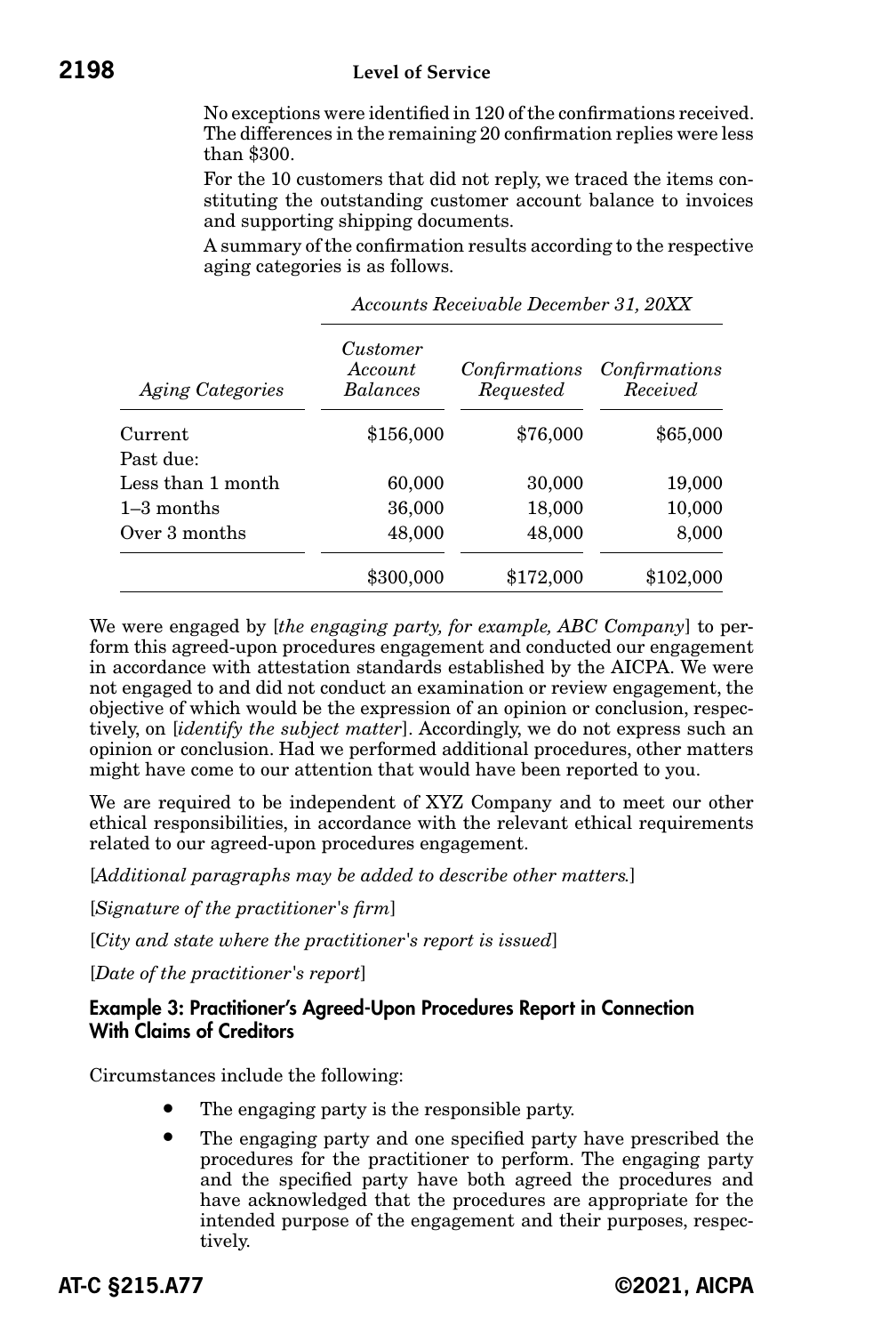No exceptions were identified in 120 of the confirmations received. The differences in the remaining 20 confirmation replies were less than $300.

For the 10 customers that did not reply, we traced the items constituting the outstanding customer account balance to invoices and supporting shipping documents.

A summary of the confirmation results according to the respective aging categories is as follows.

| | *Accounts Receivable December 31, 20XX* | | |
|---|---|---|---|
| *Aging Categories* | *Customer Account Balances* | *Confirmations Requested* | *Confirmations Received* |
| Current | $156,000 | $76,000 | $65,000 |
| Past due: | | | |
| Less than 1 month | 60,000 | 30,000 | 19,000 |
| 1–3 months | 36,000 | 18,000 | 10,000 |
| Over 3 months | 48,000 | 48,000 | 8,000 |
| | $300,000 | $172,000 | $102,000 |

We were engaged by [*the engaging party, for example, ABC Company*] to perform this agreed-upon procedures engagement and conducted our engagement in accordance with attestation standards established by the AICPA. We were not engaged to and did not conduct an examination or review engagement, the objective of which would be the expression of an opinion or conclusion, respectively, on [*identify the subject matter*]. Accordingly, we do not express such an opinion or conclusion. Had we performed additional procedures, other matters might have come to our attention that would have been reported to you.

We are required to be independent of XYZ Company and to meet our other ethical responsibilities, in accordance with the relevant ethical requirements related to our agreed-upon procedures engagement.

[*Additional paragraphs may be added to describe other matters.*]

[*Signature of the practitioner's firm*]

[*City and state where the practitioner's report is issued*]

[*Date of the practitioner's report*]

#### Example 3: Practitioner's Agreed-Upon Procedures Report in Connection With Claims of Creditors

Circumstances include the following:

- The engaging party is the responsible party.
- The engaging party and one specified party have prescribed the procedures for the practitioner to perform. The engaging party and the specified party have both agreed the procedures and have acknowledged that the procedures are appropriate for the intended purpose of the engagement and their purposes, respectively.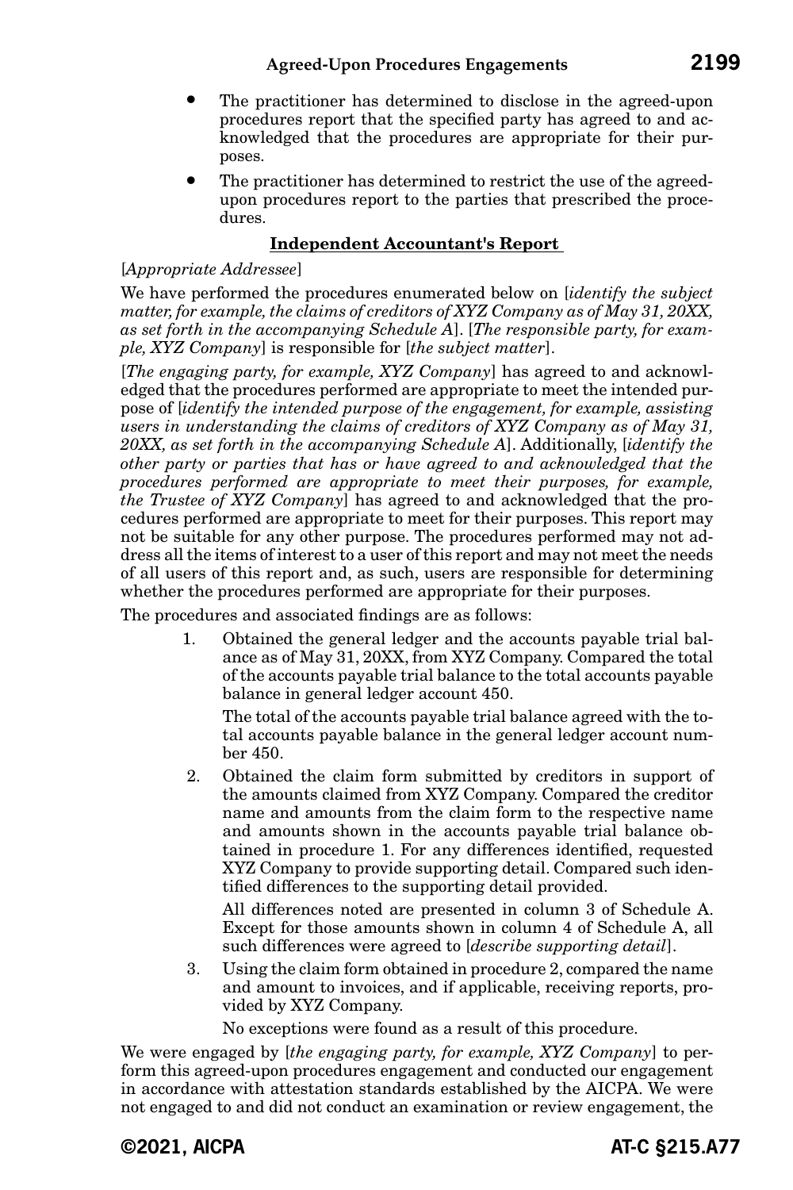- The practitioner has determined to disclose in the agreed-upon procedures report that the specified party has agreed to and acknowledged that the procedures are appropriate for their purposes.
- The practitioner has determined to restrict the use of the agreed-upon procedures report to the parties that prescribed the procedures.

**Independent Accountant's Report**

[*Appropriate Addressee*]

We have performed the procedures enumerated below on [*identify the subject matter, for example, the claims of creditors of XYZ Company as of May 31, 20XX, as set forth in the accompanying Schedule A*]. [*The responsible party, for example, XYZ Company*] is responsible for [*the subject matter*].

[*The engaging party, for example, XYZ Company*] has agreed to and acknowledged that the procedures performed are appropriate to meet the intended purpose of [*identify the intended purpose of the engagement, for example, assisting users in understanding the claims of creditors of XYZ Company as of May 31, 20XX, as set forth in the accompanying Schedule A*]. Additionally, [*identify the other party or parties that has or have agreed to and acknowledged that the procedures performed are appropriate to meet their purposes, for example, the Trustee of XYZ Company*] has agreed to and acknowledged that the procedures performed are appropriate to meet for their purposes. This report may not be suitable for any other purpose. The procedures performed may not address all the items of interest to a user of this report and may not meet the needs of all users of this report and, as such, users are responsible for determining whether the procedures performed are appropriate for their purposes.

The procedures and associated findings are as follows:

1. Obtained the general ledger and the accounts payable trial balance as of May 31, 20XX, from XYZ Company. Compared the total of the accounts payable trial balance to the total accounts payable balance in general ledger account 450.

   The total of the accounts payable trial balance agreed with the total accounts payable balance in the general ledger account number 450.

2. Obtained the claim form submitted by creditors in support of the amounts claimed from XYZ Company. Compared the creditor name and amounts from the claim form to the respective name and amounts shown in the accounts payable trial balance obtained in procedure 1. For any differences identified, requested XYZ Company to provide supporting detail. Compared such identified differences to the supporting detail provided.

   All differences noted are presented in column 3 of Schedule A. Except for those amounts shown in column 4 of Schedule A, all such differences were agreed to [*describe supporting detail*].

3. Using the claim form obtained in procedure 2, compared the name and amount to invoices, and if applicable, receiving reports, provided by XYZ Company.

   No exceptions were found as a result of this procedure.

We were engaged by [*the engaging party, for example, XYZ Company*] to perform this agreed-upon procedures engagement and conducted our engagement in accordance with attestation standards established by the AICPA. We were not engaged to and did not conduct an examination or review engagement, the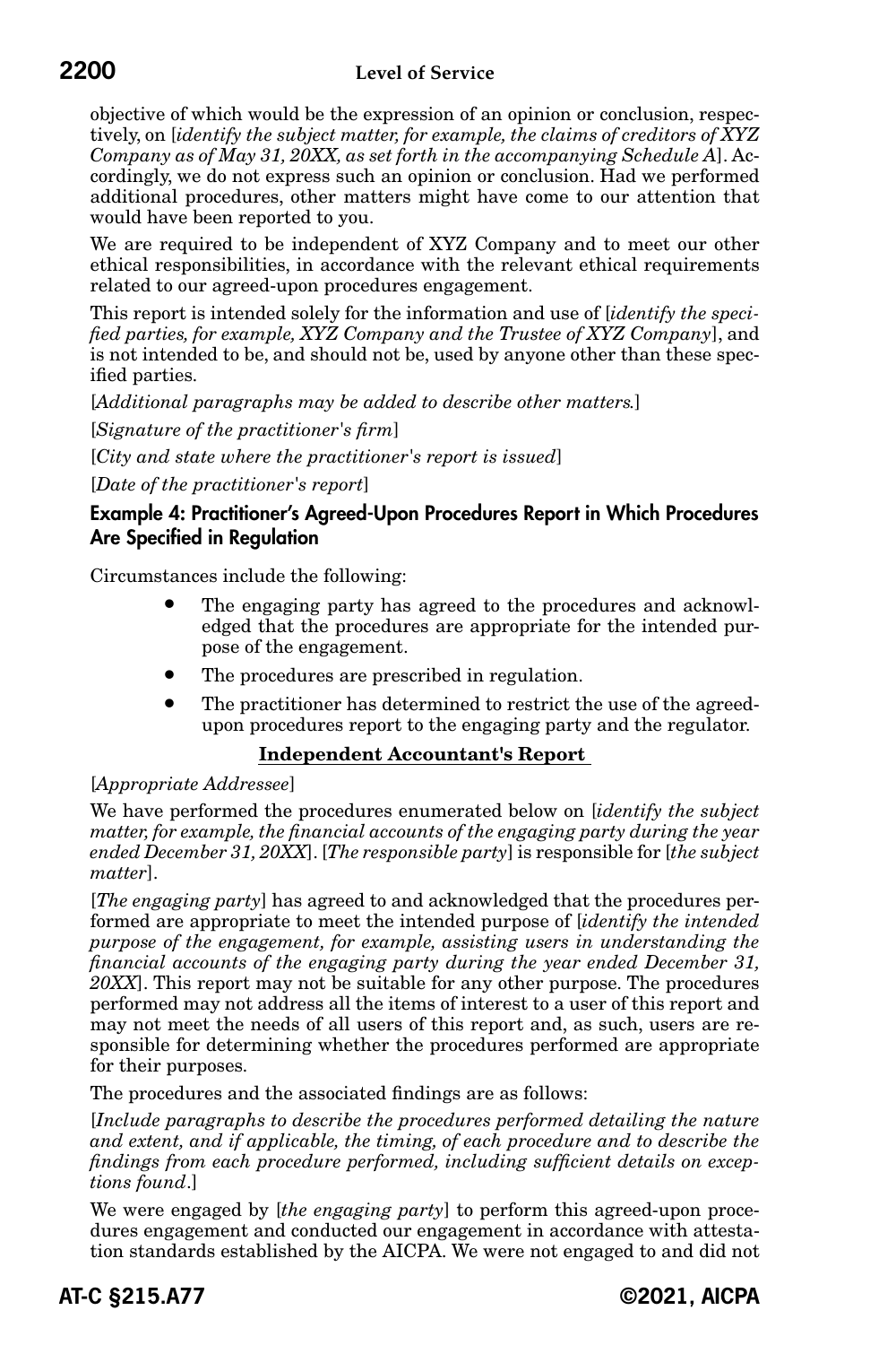objective of which would be the expression of an opinion or conclusion, respectively, on [*identify the subject matter, for example, the claims of creditors of XYZ Company as of May 31, 20XX, as set forth in the accompanying Schedule A*]. Accordingly, we do not express such an opinion or conclusion. Had we performed additional procedures, other matters might have come to our attention that would have been reported to you.

We are required to be independent of XYZ Company and to meet our other ethical responsibilities, in accordance with the relevant ethical requirements related to our agreed-upon procedures engagement.

This report is intended solely for the information and use of [*identify the specified parties, for example, XYZ Company and the Trustee of XYZ Company*], and is not intended to be, and should not be, used by anyone other than these specified parties.

[*Additional paragraphs may be added to describe other matters.*]

[*Signature of the practitioner's firm*]

[*City and state where the practitioner's report is issued*]

[*Date of the practitioner's report*]

### Example 4: Practitioner's Agreed-Upon Procedures Report in Which Procedures Are Specified in Regulation

Circumstances include the following:

- The engaging party has agreed to the procedures and acknowledged that the procedures are appropriate for the intended purpose of the engagement.
- The procedures are prescribed in regulation.
- The practitioner has determined to restrict the use of the agreed-upon procedures report to the engaging party and the regulator.

**Independent Accountant's Report**

[*Appropriate Addressee*]

We have performed the procedures enumerated below on [*identify the subject matter, for example, the financial accounts of the engaging party during the year ended December 31, 20XX*]. [*The responsible party*] is responsible for [*the subject matter*].

[*The engaging party*] has agreed to and acknowledged that the procedures performed are appropriate to meet the intended purpose of [*identify the intended purpose of the engagement, for example, assisting users in understanding the financial accounts of the engaging party during the year ended December 31, 20XX*]. This report may not be suitable for any other purpose. The procedures performed may not address all the items of interest to a user of this report and may not meet the needs of all users of this report and, as such, users are responsible for determining whether the procedures performed are appropriate for their purposes.

The procedures and the associated findings are as follows:

[*Include paragraphs to describe the procedures performed detailing the nature and extent, and if applicable, the timing, of each procedure and to describe the findings from each procedure performed, including sufficient details on exceptions found.*]

We were engaged by [*the engaging party*] to perform this agreed-upon procedures engagement and conducted our engagement in accordance with attestation standards established by the AICPA. We were not engaged to and did not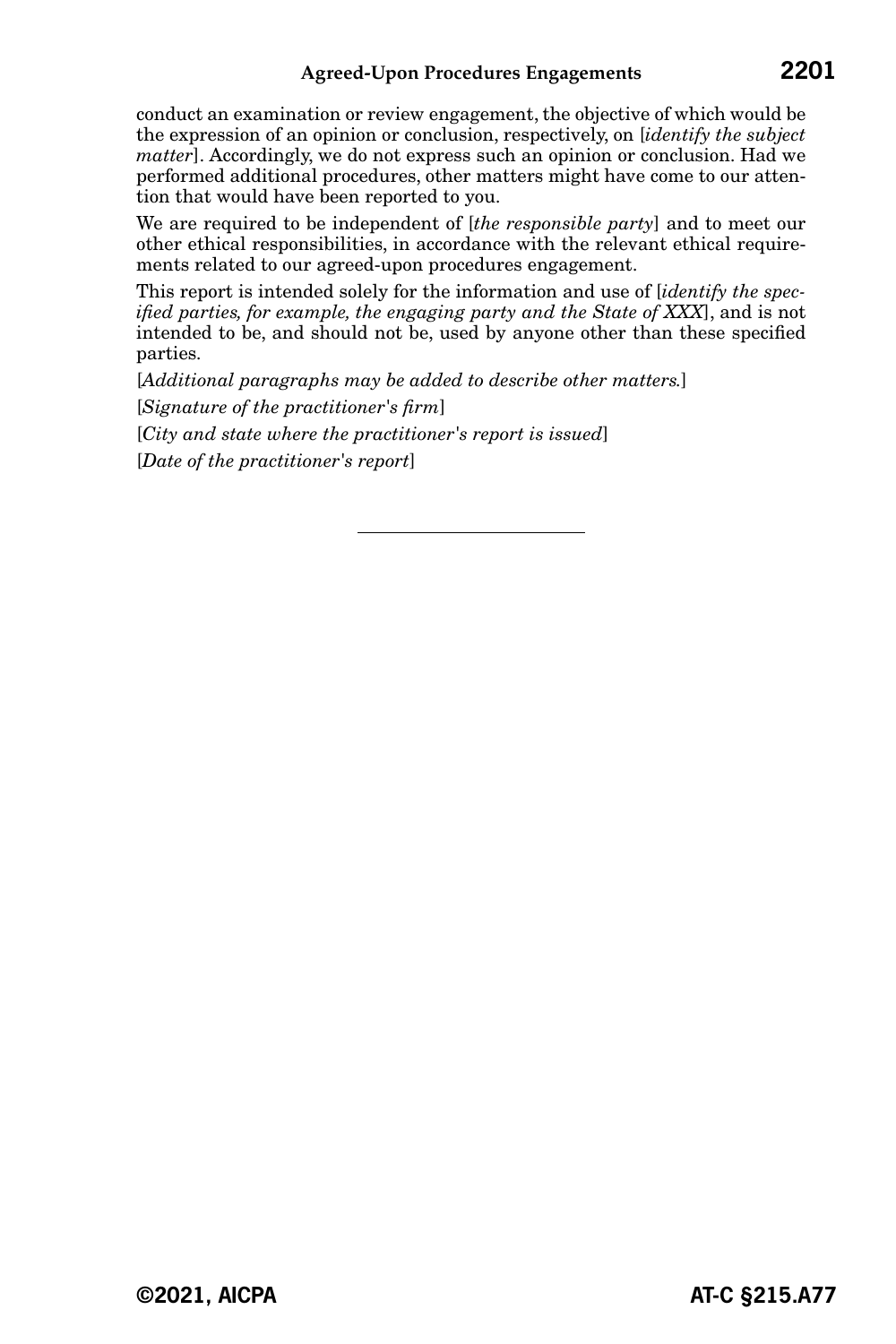conduct an examination or review engagement, the objective of which would be the expression of an opinion or conclusion, respectively, on [*identify the subject matter*]. Accordingly, we do not express such an opinion or conclusion. Had we performed additional procedures, other matters might have come to our attention that would have been reported to you.

We are required to be independent of [*the responsible party*] and to meet our other ethical responsibilities, in accordance with the relevant ethical requirements related to our agreed-upon procedures engagement.

This report is intended solely for the information and use of [*identify the specified parties, for example, the engaging party and the State of XXX*], and is not intended to be, and should not be, used by anyone other than these specified parties.

[*Additional paragraphs may be added to describe other matters.*]

[*Signature of the practitioner's firm*]

[*City and state where the practitioner's report is issued*]

[*Date of the practitioner's report*]